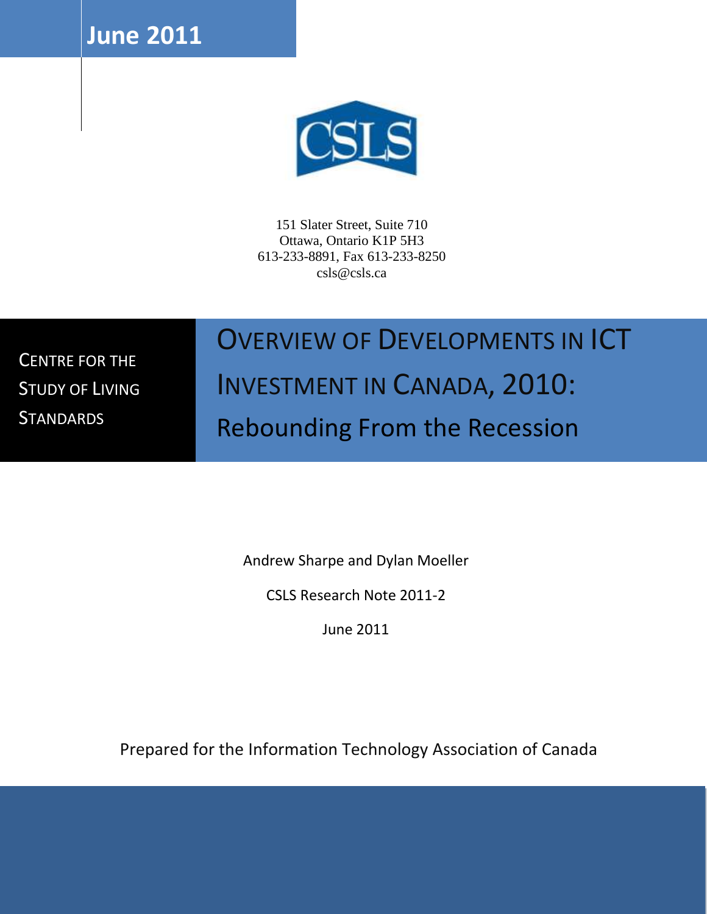June 2011

CSLS

151 Slater Street, Suite 710
Ottawa, Ontario K1P 5H3
613-233-8891, Fax 613-233-8250
csls@csls.ca

CENTRE FOR THE STUDY OF LIVING STANDARDS

# OVERVIEW OF DEVELOPMENTS IN ICT INVESTMENT IN CANADA, 2010: Rebounding From the Recession

Andrew Sharpe and Dylan Moeller

CSLS Research Note 2011-2

June 2011

Prepared for the Information Technology Association of Canada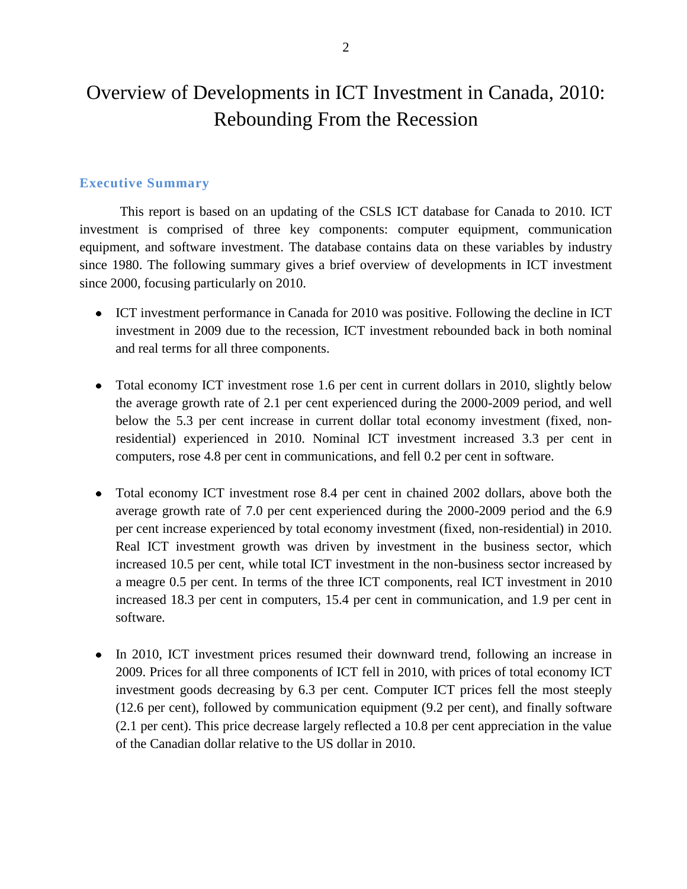# Overview of Developments in ICT Investment in Canada, 2010: Rebounding From the Recession

## Executive Summary

This report is based on an updating of the CSLS ICT database for Canada to 2010. ICT investment is comprised of three key components: computer equipment, communication equipment, and software investment. The database contains data on these variables by industry since 1980. The following summary gives a brief overview of developments in ICT investment since 2000, focusing particularly on 2010.

- ICT investment performance in Canada for 2010 was positive. Following the decline in ICT investment in 2009 due to the recession, ICT investment rebounded back in both nominal and real terms for all three components.

- Total economy ICT investment rose 1.6 per cent in current dollars in 2010, slightly below the average growth rate of 2.1 per cent experienced during the 2000-2009 period, and well below the 5.3 per cent increase in current dollar total economy investment (fixed, non-residential) experienced in 2010. Nominal ICT investment increased 3.3 per cent in computers, rose 4.8 per cent in communications, and fell 0.2 per cent in software.

- Total economy ICT investment rose 8.4 per cent in chained 2002 dollars, above both the average growth rate of 7.0 per cent experienced during the 2000-2009 period and the 6.9 per cent increase experienced by total economy investment (fixed, non-residential) in 2010. Real ICT investment growth was driven by investment in the business sector, which increased 10.5 per cent, while total ICT investment in the non-business sector increased by a meagre 0.5 per cent. In terms of the three ICT components, real ICT investment in 2010 increased 18.3 per cent in computers, 15.4 per cent in communication, and 1.9 per cent in software.

- In 2010, ICT investment prices resumed their downward trend, following an increase in 2009. Prices for all three components of ICT fell in 2010, with prices of total economy ICT investment goods decreasing by 6.3 per cent. Computer ICT prices fell the most steeply (12.6 per cent), followed by communication equipment (9.2 per cent), and finally software (2.1 per cent). This price decrease largely reflected a 10.8 per cent appreciation in the value of the Canadian dollar relative to the US dollar in 2010.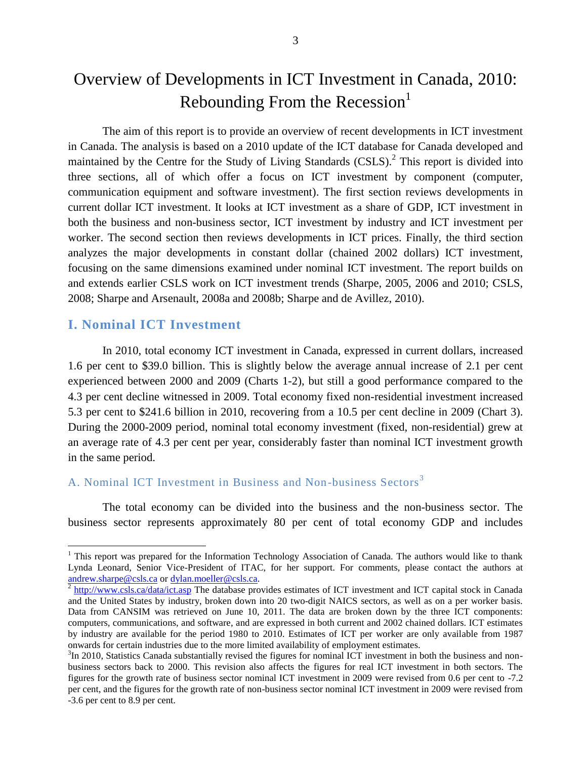# Overview of Developments in ICT Investment in Canada, 2010: Rebounding From the Recession[1]

The aim of this report is to provide an overview of recent developments in ICT investment in Canada. The analysis is based on a 2010 update of the ICT database for Canada developed and maintained by the Centre for the Study of Living Standards (CSLS).[2] This report is divided into three sections, all of which offer a focus on ICT investment by component (computer, communication equipment and software investment). The first section reviews developments in current dollar ICT investment. It looks at ICT investment as a share of GDP, ICT investment in both the business and non-business sector, ICT investment by industry and ICT investment per worker. The second section then reviews developments in ICT prices. Finally, the third section analyzes the major developments in constant dollar (chained 2002 dollars) ICT investment, focusing on the same dimensions examined under nominal ICT investment. The report builds on and extends earlier CSLS work on ICT investment trends (Sharpe, 2005, 2006 and 2010; CSLS, 2008; Sharpe and Arsenault, 2008a and 2008b; Sharpe and de Avillez, 2010).

## I. Nominal ICT Investment

In 2010, total economy ICT investment in Canada, expressed in current dollars, increased 1.6 per cent to $39.0 billion. This is slightly below the average annual increase of 2.1 per cent experienced between 2000 and 2009 (Charts 1-2), but still a good performance compared to the 4.3 per cent decline witnessed in 2009. Total economy fixed non-residential investment increased 5.3 per cent to $241.6 billion in 2010, recovering from a 10.5 per cent decline in 2009 (Chart 3). During the 2000-2009 period, nominal total economy investment (fixed, non-residential) grew at an average rate of 4.3 per cent per year, considerably faster than nominal ICT investment growth in the same period.

### A. Nominal ICT Investment in Business and Non-business Sectors[3]

The total economy can be divided into the business and the non-business sector. The business sector represents approximately 80 per cent of total economy GDP and includes

---

[1] This report was prepared for the Information Technology Association of Canada. The authors would like to thank Lynda Leonard, Senior Vice-President of ITAC, for her support. For comments, please contact the authors at andrew.sharpe@csls.ca or dylan.moeller@csls.ca.

[2] http://www.csls.ca/data/ict.asp The database provides estimates of ICT investment and ICT capital stock in Canada and the United States by industry, broken down into 20 two-digit NAICS sectors, as well as on a per worker basis. Data from CANSIM was retrieved on June 10, 2011. The data are broken down by the three ICT components: computers, communications, and software, and are expressed in both current and 2002 chained dollars. ICT estimates by industry are available for the period 1980 to 2010. Estimates of ICT per worker are only available from 1987 onwards for certain industries due to the more limited availability of employment estimates.

[3] In 2010, Statistics Canada substantially revised the figures for nominal ICT investment in both the business and non-business sectors back to 2000. This revision also affects the figures for real ICT investment in both sectors. The figures for the growth rate of business sector nominal ICT investment in 2009 were revised from 0.6 per cent to -7.2 per cent, and the figures for the growth rate of non-business sector nominal ICT investment in 2009 were revised from -3.6 per cent to 8.9 per cent.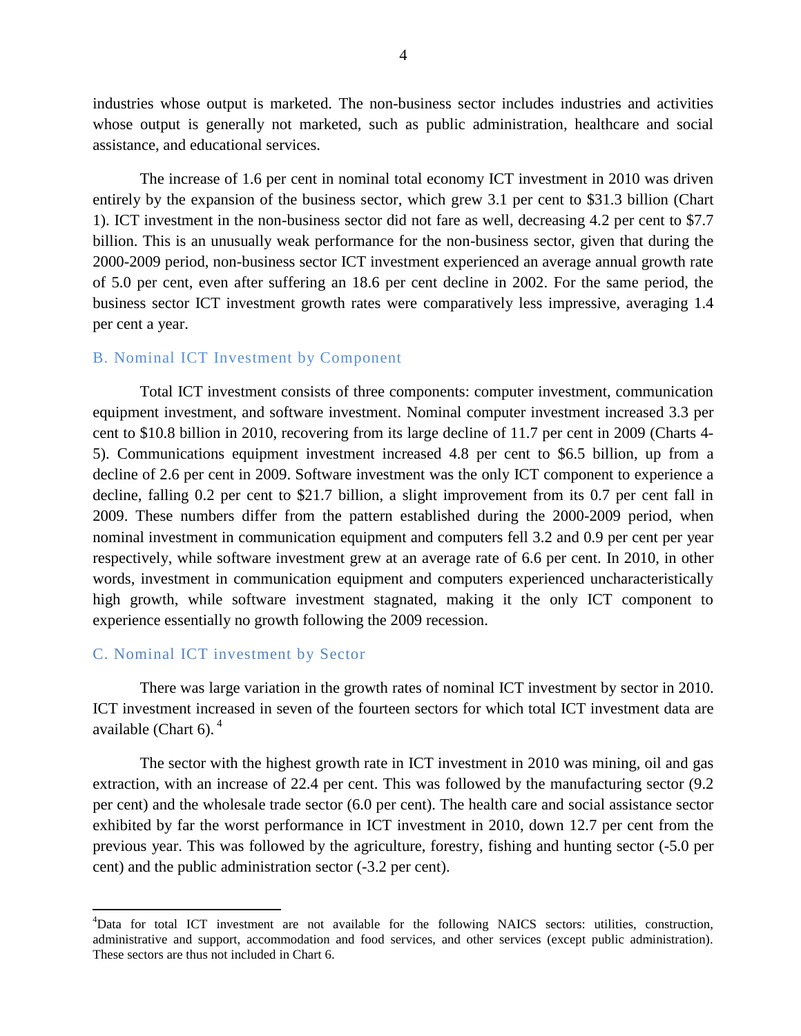industries whose output is marketed. The non-business sector includes industries and activities whose output is generally not marketed, such as public administration, healthcare and social assistance, and educational services.

The increase of 1.6 per cent in nominal total economy ICT investment in 2010 was driven entirely by the expansion of the business sector, which grew 3.1 per cent to $31.3 billion (Chart 1). ICT investment in the non-business sector did not fare as well, decreasing 4.2 per cent to $7.7 billion. This is an unusually weak performance for the non-business sector, given that during the 2000-2009 period, non-business sector ICT investment experienced an average annual growth rate of 5.0 per cent, even after suffering an 18.6 per cent decline in 2002. For the same period, the business sector ICT investment growth rates were comparatively less impressive, averaging 1.4 per cent a year.

### B. Nominal ICT Investment by Component

Total ICT investment consists of three components: computer investment, communication equipment investment, and software investment. Nominal computer investment increased 3.3 per cent to $10.8 billion in 2010, recovering from its large decline of 11.7 per cent in 2009 (Charts 4-5). Communications equipment investment increased 4.8 per cent to $6.5 billion, up from a decline of 2.6 per cent in 2009. Software investment was the only ICT component to experience a decline, falling 0.2 per cent to $21.7 billion, a slight improvement from its 0.7 per cent fall in 2009. These numbers differ from the pattern established during the 2000-2009 period, when nominal investment in communication equipment and computers fell 3.2 and 0.9 per cent per year respectively, while software investment grew at an average rate of 6.6 per cent. In 2010, in other words, investment in communication equipment and computers experienced uncharacteristically high growth, while software investment stagnated, making it the only ICT component to experience essentially no growth following the 2009 recession.

### C. Nominal ICT investment by Sector

There was large variation in the growth rates of nominal ICT investment by sector in 2010. ICT investment increased in seven of the fourteen sectors for which total ICT investment data are available (Chart 6). [4]

The sector with the highest growth rate in ICT investment in 2010 was mining, oil and gas extraction, with an increase of 22.4 per cent. This was followed by the manufacturing sector (9.2 per cent) and the wholesale trade sector (6.0 per cent). The health care and social assistance sector exhibited by far the worst performance in ICT investment in 2010, down 12.7 per cent from the previous year. This was followed by the agriculture, forestry, fishing and hunting sector (-5.0 per cent) and the public administration sector (-3.2 per cent).

---

[4] Data for total ICT investment are not available for the following NAICS sectors: utilities, construction, administrative and support, accommodation and food services, and other services (except public administration). These sectors are thus not included in Chart 6.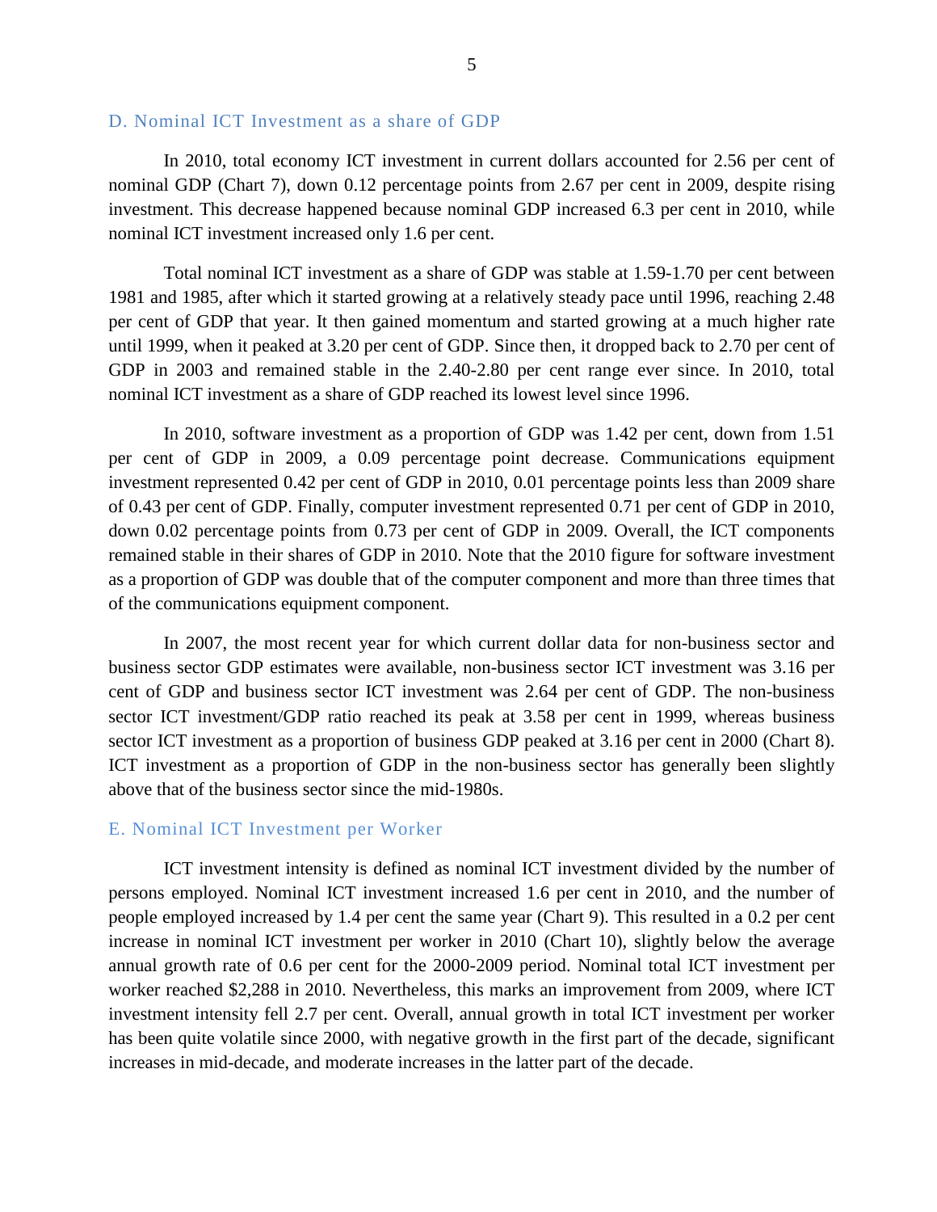### D. Nominal ICT Investment as a share of GDP

In 2010, total economy ICT investment in current dollars accounted for 2.56 per cent of nominal GDP (Chart 7), down 0.12 percentage points from 2.67 per cent in 2009, despite rising investment. This decrease happened because nominal GDP increased 6.3 per cent in 2010, while nominal ICT investment increased only 1.6 per cent.

Total nominal ICT investment as a share of GDP was stable at 1.59-1.70 per cent between 1981 and 1985, after which it started growing at a relatively steady pace until 1996, reaching 2.48 per cent of GDP that year. It then gained momentum and started growing at a much higher rate until 1999, when it peaked at 3.20 per cent of GDP. Since then, it dropped back to 2.70 per cent of GDP in 2003 and remained stable in the 2.40-2.80 per cent range ever since. In 2010, total nominal ICT investment as a share of GDP reached its lowest level since 1996.

In 2010, software investment as a proportion of GDP was 1.42 per cent, down from 1.51 per cent of GDP in 2009, a 0.09 percentage point decrease. Communications equipment investment represented 0.42 per cent of GDP in 2010, 0.01 percentage points less than 2009 share of 0.43 per cent of GDP. Finally, computer investment represented 0.71 per cent of GDP in 2010, down 0.02 percentage points from 0.73 per cent of GDP in 2009. Overall, the ICT components remained stable in their shares of GDP in 2010. Note that the 2010 figure for software investment as a proportion of GDP was double that of the computer component and more than three times that of the communications equipment component.

In 2007, the most recent year for which current dollar data for non-business sector and business sector GDP estimates were available, non-business sector ICT investment was 3.16 per cent of GDP and business sector ICT investment was 2.64 per cent of GDP. The non-business sector ICT investment/GDP ratio reached its peak at 3.58 per cent in 1999, whereas business sector ICT investment as a proportion of business GDP peaked at 3.16 per cent in 2000 (Chart 8). ICT investment as a proportion of GDP in the non-business sector has generally been slightly above that of the business sector since the mid-1980s.

### E. Nominal ICT Investment per Worker

ICT investment intensity is defined as nominal ICT investment divided by the number of persons employed. Nominal ICT investment increased 1.6 per cent in 2010, and the number of people employed increased by 1.4 per cent the same year (Chart 9). This resulted in a 0.2 per cent increase in nominal ICT investment per worker in 2010 (Chart 10), slightly below the average annual growth rate of 0.6 per cent for the 2000-2009 period. Nominal total ICT investment per worker reached $2,288 in 2010. Nevertheless, this marks an improvement from 2009, where ICT investment intensity fell 2.7 per cent. Overall, annual growth in total ICT investment per worker has been quite volatile since 2000, with negative growth in the first part of the decade, significant increases in mid-decade, and moderate increases in the latter part of the decade.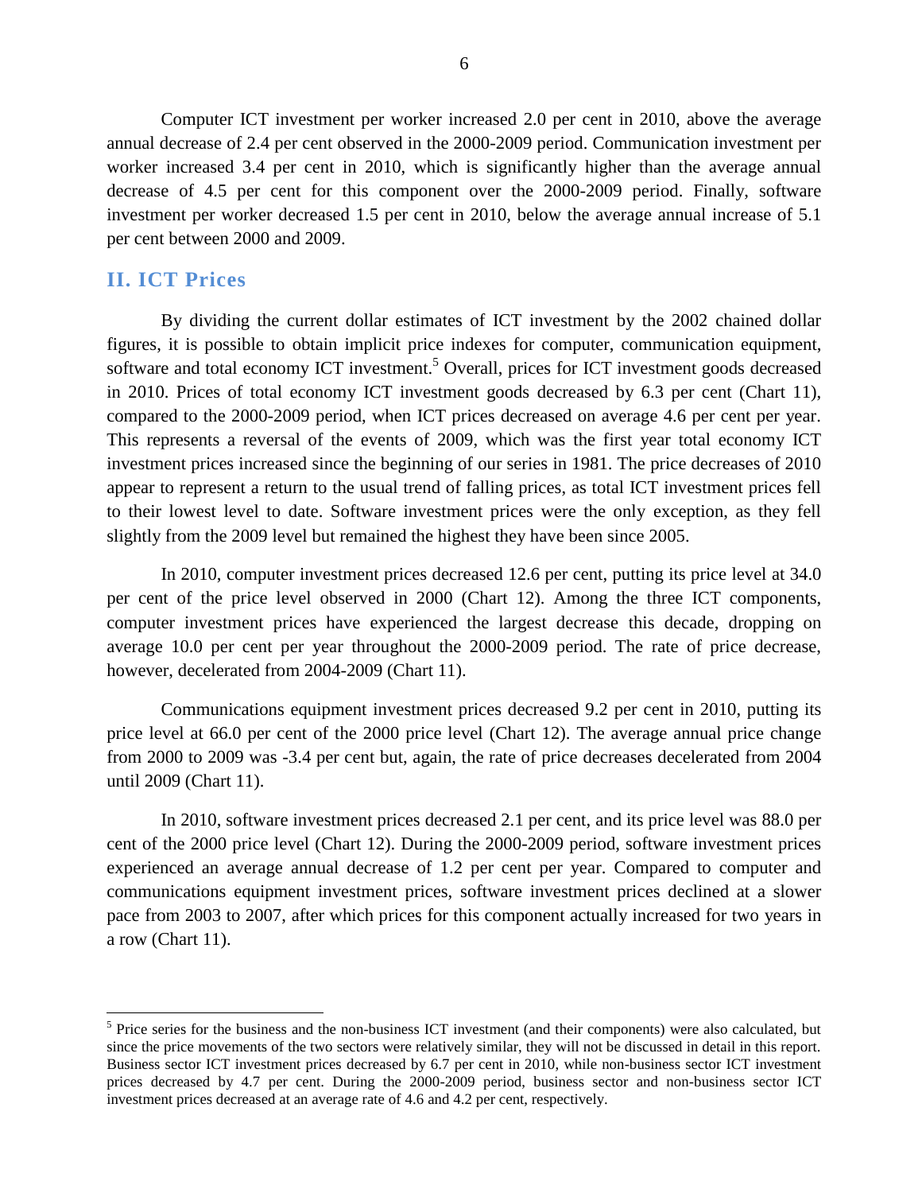Computer ICT investment per worker increased 2.0 per cent in 2010, above the average annual decrease of 2.4 per cent observed in the 2000-2009 period. Communication investment per worker increased 3.4 per cent in 2010, which is significantly higher than the average annual decrease of 4.5 per cent for this component over the 2000-2009 period. Finally, software investment per worker decreased 1.5 per cent in 2010, below the average annual increase of 5.1 per cent between 2000 and 2009.

## II. ICT Prices

By dividing the current dollar estimates of ICT investment by the 2002 chained dollar figures, it is possible to obtain implicit price indexes for computer, communication equipment, software and total economy ICT investment.[5] Overall, prices for ICT investment goods decreased in 2010. Prices of total economy ICT investment goods decreased by 6.3 per cent (Chart 11), compared to the 2000-2009 period, when ICT prices decreased on average 4.6 per cent per year. This represents a reversal of the events of 2009, which was the first year total economy ICT investment prices increased since the beginning of our series in 1981. The price decreases of 2010 appear to represent a return to the usual trend of falling prices, as total ICT investment prices fell to their lowest level to date. Software investment prices were the only exception, as they fell slightly from the 2009 level but remained the highest they have been since 2005.

In 2010, computer investment prices decreased 12.6 per cent, putting its price level at 34.0 per cent of the price level observed in 2000 (Chart 12). Among the three ICT components, computer investment prices have experienced the largest decrease this decade, dropping on average 10.0 per cent per year throughout the 2000-2009 period. The rate of price decrease, however, decelerated from 2004-2009 (Chart 11).

Communications equipment investment prices decreased 9.2 per cent in 2010, putting its price level at 66.0 per cent of the 2000 price level (Chart 12). The average annual price change from 2000 to 2009 was -3.4 per cent but, again, the rate of price decreases decelerated from 2004 until 2009 (Chart 11).

In 2010, software investment prices decreased 2.1 per cent, and its price level was 88.0 per cent of the 2000 price level (Chart 12). During the 2000-2009 period, software investment prices experienced an average annual decrease of 1.2 per cent per year. Compared to computer and communications equipment investment prices, software investment prices declined at a slower pace from 2003 to 2007, after which prices for this component actually increased for two years in a row (Chart 11).

---

[5] Price series for the business and the non-business ICT investment (and their components) were also calculated, but since the price movements of the two sectors were relatively similar, they will not be discussed in detail in this report. Business sector ICT investment prices decreased by 6.7 per cent in 2010, while non-business sector ICT investment prices decreased by 4.7 per cent. During the 2000-2009 period, business sector and non-business sector ICT investment prices decreased at an average rate of 4.6 and 4.2 per cent, respectively.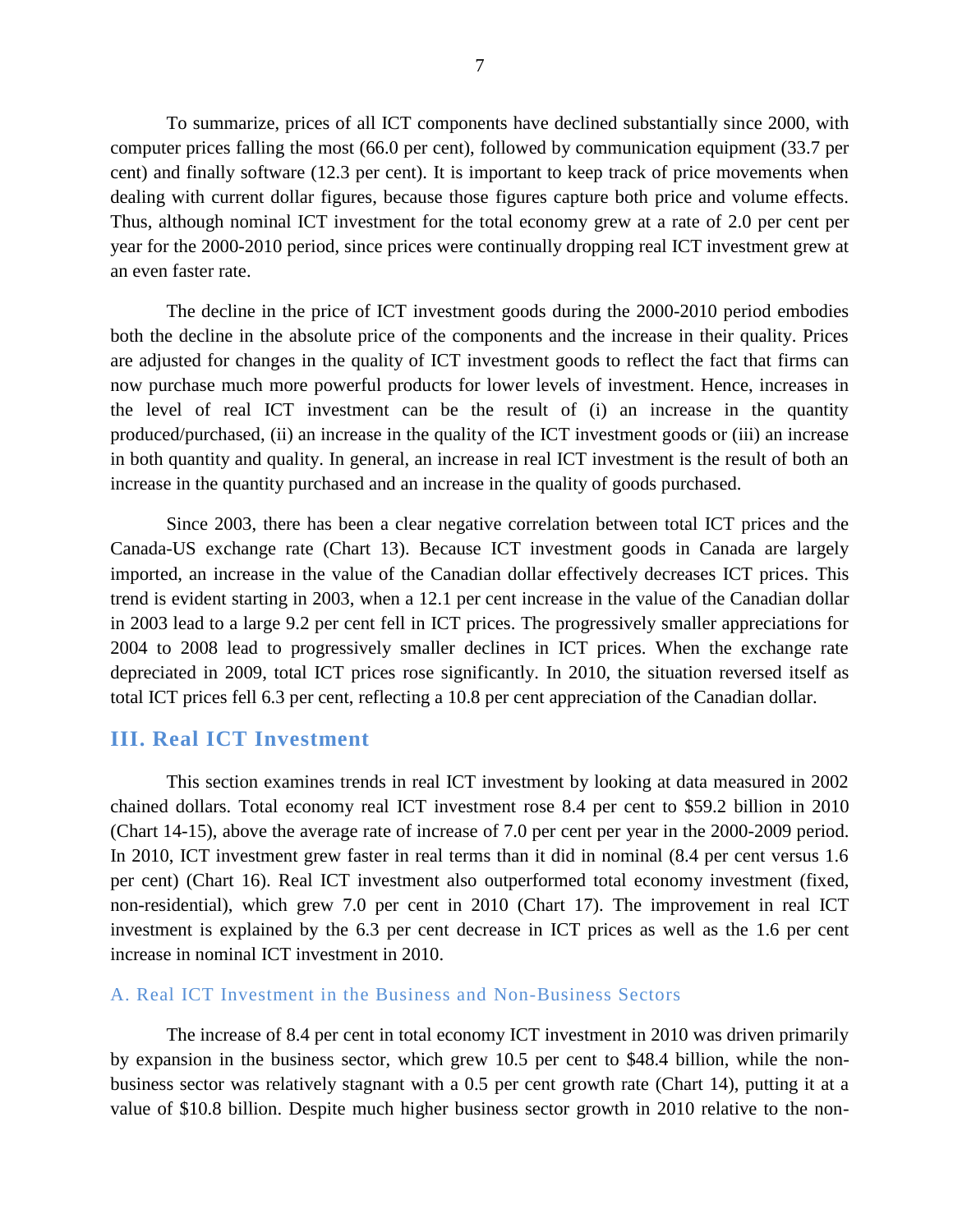To summarize, prices of all ICT components have declined substantially since 2000, with computer prices falling the most (66.0 per cent), followed by communication equipment (33.7 per cent) and finally software (12.3 per cent). It is important to keep track of price movements when dealing with current dollar figures, because those figures capture both price and volume effects. Thus, although nominal ICT investment for the total economy grew at a rate of 2.0 per cent per year for the 2000-2010 period, since prices were continually dropping real ICT investment grew at an even faster rate.

The decline in the price of ICT investment goods during the 2000-2010 period embodies both the decline in the absolute price of the components and the increase in their quality. Prices are adjusted for changes in the quality of ICT investment goods to reflect the fact that firms can now purchase much more powerful products for lower levels of investment. Hence, increases in the level of real ICT investment can be the result of (i) an increase in the quantity produced/purchased, (ii) an increase in the quality of the ICT investment goods or (iii) an increase in both quantity and quality. In general, an increase in real ICT investment is the result of both an increase in the quantity purchased and an increase in the quality of goods purchased.

Since 2003, there has been a clear negative correlation between total ICT prices and the Canada-US exchange rate (Chart 13). Because ICT investment goods in Canada are largely imported, an increase in the value of the Canadian dollar effectively decreases ICT prices. This trend is evident starting in 2003, when a 12.1 per cent increase in the value of the Canadian dollar in 2003 lead to a large 9.2 per cent fell in ICT prices. The progressively smaller appreciations for 2004 to 2008 lead to progressively smaller declines in ICT prices. When the exchange rate depreciated in 2009, total ICT prices rose significantly. In 2010, the situation reversed itself as total ICT prices fell 6.3 per cent, reflecting a 10.8 per cent appreciation of the Canadian dollar.

## III. Real ICT Investment

This section examines trends in real ICT investment by looking at data measured in 2002 chained dollars. Total economy real ICT investment rose 8.4 per cent to $59.2 billion in 2010 (Chart 14-15), above the average rate of increase of 7.0 per cent per year in the 2000-2009 period. In 2010, ICT investment grew faster in real terms than it did in nominal (8.4 per cent versus 1.6 per cent) (Chart 16). Real ICT investment also outperformed total economy investment (fixed, non-residential), which grew 7.0 per cent in 2010 (Chart 17). The improvement in real ICT investment is explained by the 6.3 per cent decrease in ICT prices as well as the 1.6 per cent increase in nominal ICT investment in 2010.

### A. Real ICT Investment in the Business and Non-Business Sectors

The increase of 8.4 per cent in total economy ICT investment in 2010 was driven primarily by expansion in the business sector, which grew 10.5 per cent to $48.4 billion, while the non-business sector was relatively stagnant with a 0.5 per cent growth rate (Chart 14), putting it at a value of $10.8 billion. Despite much higher business sector growth in 2010 relative to the non-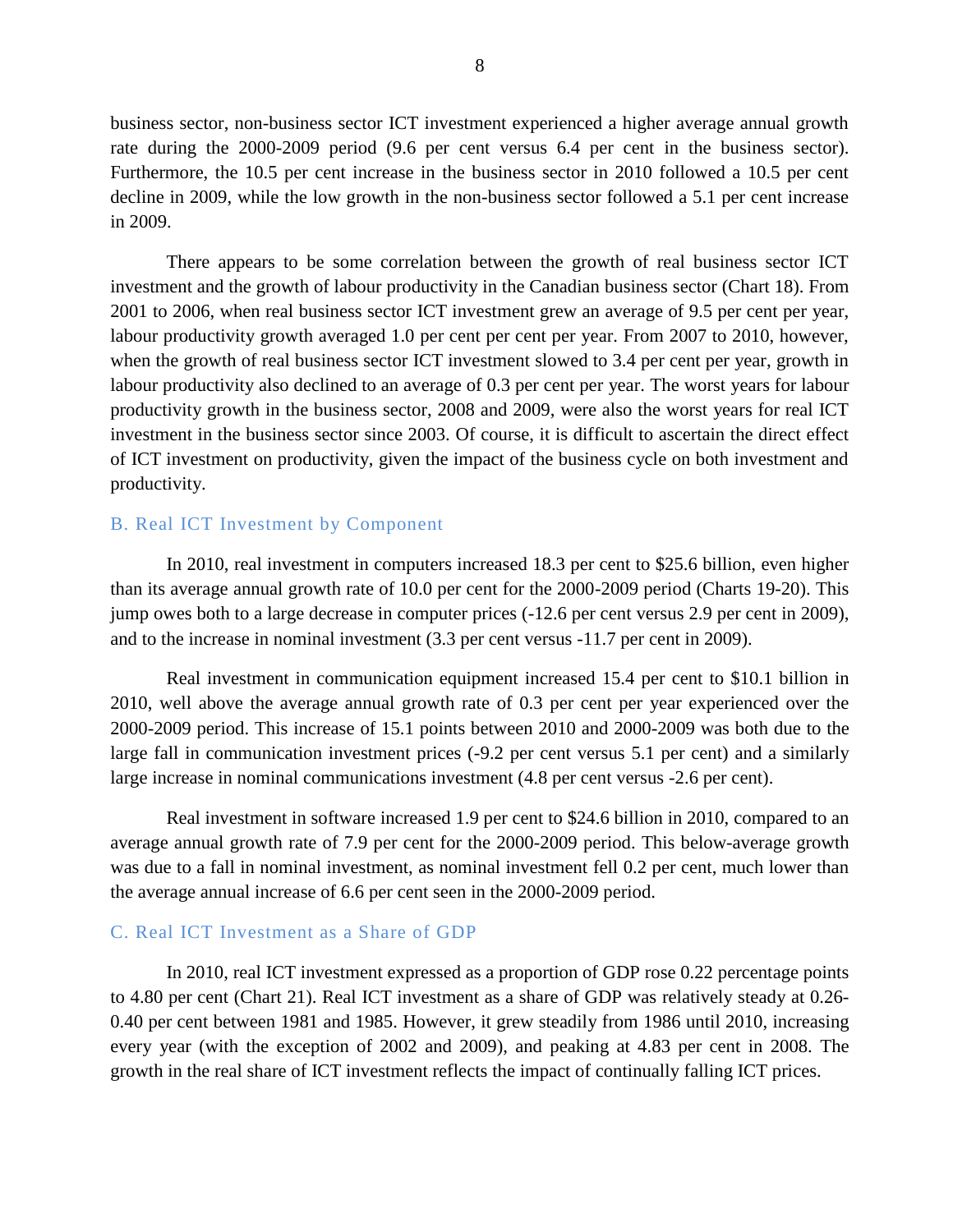business sector, non-business sector ICT investment experienced a higher average annual growth rate during the 2000-2009 period (9.6 per cent versus 6.4 per cent in the business sector). Furthermore, the 10.5 per cent increase in the business sector in 2010 followed a 10.5 per cent decline in 2009, while the low growth in the non-business sector followed a 5.1 per cent increase in 2009.

There appears to be some correlation between the growth of real business sector ICT investment and the growth of labour productivity in the Canadian business sector (Chart 18). From 2001 to 2006, when real business sector ICT investment grew an average of 9.5 per cent per year, labour productivity growth averaged 1.0 per cent per cent per year. From 2007 to 2010, however, when the growth of real business sector ICT investment slowed to 3.4 per cent per year, growth in labour productivity also declined to an average of 0.3 per cent per year. The worst years for labour productivity growth in the business sector, 2008 and 2009, were also the worst years for real ICT investment in the business sector since 2003. Of course, it is difficult to ascertain the direct effect of ICT investment on productivity, given the impact of the business cycle on both investment and productivity.

### B. Real ICT Investment by Component

In 2010, real investment in computers increased 18.3 per cent to $25.6 billion, even higher than its average annual growth rate of 10.0 per cent for the 2000-2009 period (Charts 19-20). This jump owes both to a large decrease in computer prices (-12.6 per cent versus 2.9 per cent in 2009), and to the increase in nominal investment (3.3 per cent versus -11.7 per cent in 2009).

Real investment in communication equipment increased 15.4 per cent to $10.1 billion in 2010, well above the average annual growth rate of 0.3 per cent per year experienced over the 2000-2009 period. This increase of 15.1 points between 2010 and 2000-2009 was both due to the large fall in communication investment prices (-9.2 per cent versus 5.1 per cent) and a similarly large increase in nominal communications investment (4.8 per cent versus -2.6 per cent).

Real investment in software increased 1.9 per cent to $24.6 billion in 2010, compared to an average annual growth rate of 7.9 per cent for the 2000-2009 period. This below-average growth was due to a fall in nominal investment, as nominal investment fell 0.2 per cent, much lower than the average annual increase of 6.6 per cent seen in the 2000-2009 period.

### C. Real ICT Investment as a Share of GDP

In 2010, real ICT investment expressed as a proportion of GDP rose 0.22 percentage points to 4.80 per cent (Chart 21). Real ICT investment as a share of GDP was relatively steady at 0.26-0.40 per cent between 1981 and 1985. However, it grew steadily from 1986 until 2010, increasing every year (with the exception of 2002 and 2009), and peaking at 4.83 per cent in 2008. The growth in the real share of ICT investment reflects the impact of continually falling ICT prices.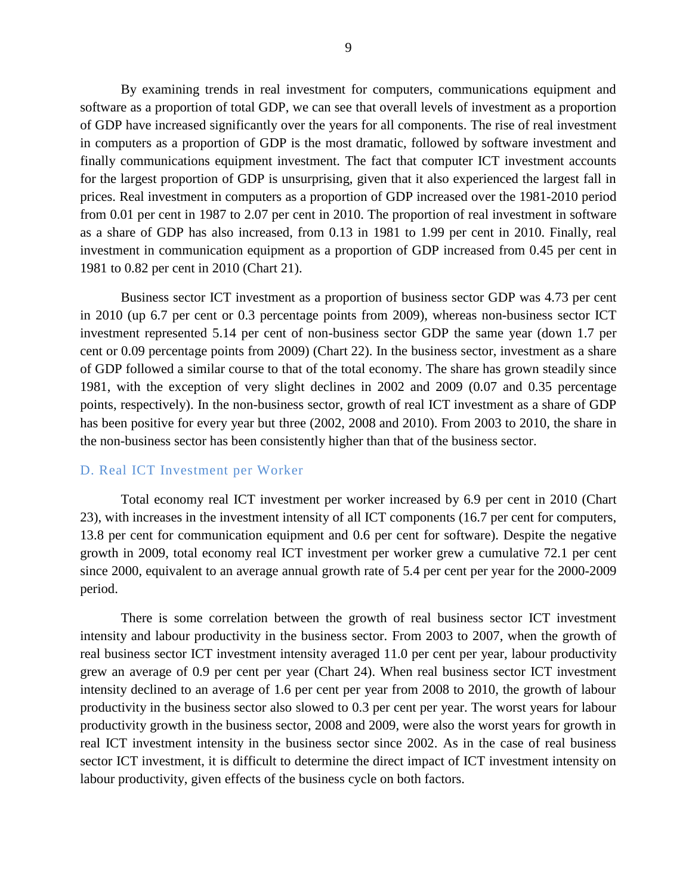By examining trends in real investment for computers, communications equipment and software as a proportion of total GDP, we can see that overall levels of investment as a proportion of GDP have increased significantly over the years for all components. The rise of real investment in computers as a proportion of GDP is the most dramatic, followed by software investment and finally communications equipment investment. The fact that computer ICT investment accounts for the largest proportion of GDP is unsurprising, given that it also experienced the largest fall in prices. Real investment in computers as a proportion of GDP increased over the 1981-2010 period from 0.01 per cent in 1987 to 2.07 per cent in 2010. The proportion of real investment in software as a share of GDP has also increased, from 0.13 in 1981 to 1.99 per cent in 2010. Finally, real investment in communication equipment as a proportion of GDP increased from 0.45 per cent in 1981 to 0.82 per cent in 2010 (Chart 21).

Business sector ICT investment as a proportion of business sector GDP was 4.73 per cent in 2010 (up 6.7 per cent or 0.3 percentage points from 2009), whereas non-business sector ICT investment represented 5.14 per cent of non-business sector GDP the same year (down 1.7 per cent or 0.09 percentage points from 2009) (Chart 22). In the business sector, investment as a share of GDP followed a similar course to that of the total economy. The share has grown steadily since 1981, with the exception of very slight declines in 2002 and 2009 (0.07 and 0.35 percentage points, respectively). In the non-business sector, growth of real ICT investment as a share of GDP has been positive for every year but three (2002, 2008 and 2010). From 2003 to 2010, the share in the non-business sector has been consistently higher than that of the business sector.

### D. Real ICT Investment per Worker

Total economy real ICT investment per worker increased by 6.9 per cent in 2010 (Chart 23), with increases in the investment intensity of all ICT components (16.7 per cent for computers, 13.8 per cent for communication equipment and 0.6 per cent for software). Despite the negative growth in 2009, total economy real ICT investment per worker grew a cumulative 72.1 per cent since 2000, equivalent to an average annual growth rate of 5.4 per cent per year for the 2000-2009 period.

There is some correlation between the growth of real business sector ICT investment intensity and labour productivity in the business sector. From 2003 to 2007, when the growth of real business sector ICT investment intensity averaged 11.0 per cent per year, labour productivity grew an average of 0.9 per cent per year (Chart 24). When real business sector ICT investment intensity declined to an average of 1.6 per cent per year from 2008 to 2010, the growth of labour productivity in the business sector also slowed to 0.3 per cent per year. The worst years for labour productivity growth in the business sector, 2008 and 2009, were also the worst years for growth in real ICT investment intensity in the business sector since 2002. As in the case of real business sector ICT investment, it is difficult to determine the direct impact of ICT investment intensity on labour productivity, given effects of the business cycle on both factors.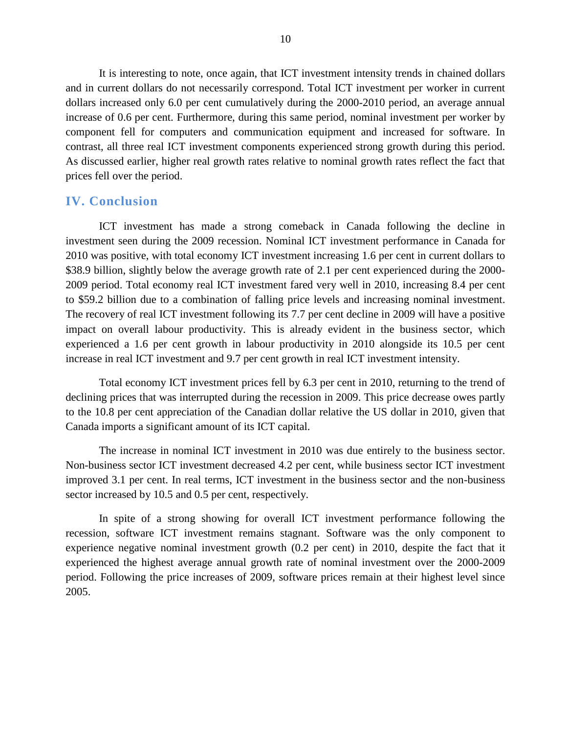It is interesting to note, once again, that ICT investment intensity trends in chained dollars and in current dollars do not necessarily correspond. Total ICT investment per worker in current dollars increased only 6.0 per cent cumulatively during the 2000-2010 period, an average annual increase of 0.6 per cent. Furthermore, during this same period, nominal investment per worker by component fell for computers and communication equipment and increased for software. In contrast, all three real ICT investment components experienced strong growth during this period. As discussed earlier, higher real growth rates relative to nominal growth rates reflect the fact that prices fell over the period.

## IV. Conclusion

ICT investment has made a strong comeback in Canada following the decline in investment seen during the 2009 recession. Nominal ICT investment performance in Canada for 2010 was positive, with total economy ICT investment increasing 1.6 per cent in current dollars to $38.9 billion, slightly below the average growth rate of 2.1 per cent experienced during the 2000-2009 period. Total economy real ICT investment fared very well in 2010, increasing 8.4 per cent to $59.2 billion due to a combination of falling price levels and increasing nominal investment. The recovery of real ICT investment following its 7.7 per cent decline in 2009 will have a positive impact on overall labour productivity. This is already evident in the business sector, which experienced a 1.6 per cent growth in labour productivity in 2010 alongside its 10.5 per cent increase in real ICT investment and 9.7 per cent growth in real ICT investment intensity.

Total economy ICT investment prices fell by 6.3 per cent in 2010, returning to the trend of declining prices that was interrupted during the recession in 2009. This price decrease owes partly to the 10.8 per cent appreciation of the Canadian dollar relative the US dollar in 2010, given that Canada imports a significant amount of its ICT capital.

The increase in nominal ICT investment in 2010 was due entirely to the business sector. Non-business sector ICT investment decreased 4.2 per cent, while business sector ICT investment improved 3.1 per cent. In real terms, ICT investment in the business sector and the non-business sector increased by 10.5 and 0.5 per cent, respectively.

In spite of a strong showing for overall ICT investment performance following the recession, software ICT investment remains stagnant. Software was the only component to experience negative nominal investment growth (0.2 per cent) in 2010, despite the fact that it experienced the highest average annual growth rate of nominal investment over the 2000-2009 period. Following the price increases of 2009, software prices remain at their highest level since 2005.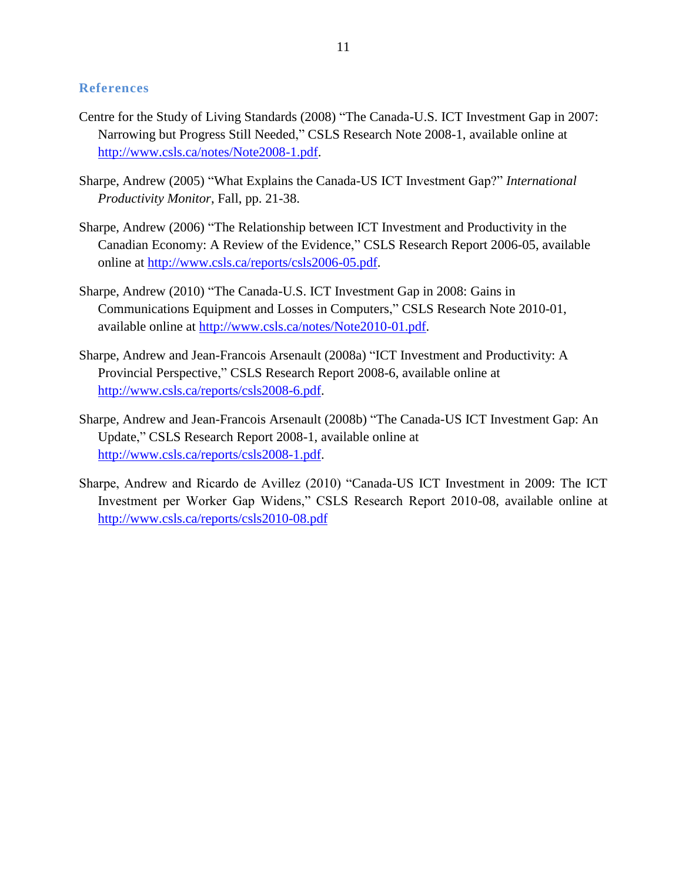## References

Centre for the Study of Living Standards (2008) "The Canada-U.S. ICT Investment Gap in 2007: Narrowing but Progress Still Needed," CSLS Research Note 2008-1, available online at http://www.csls.ca/notes/Note2008-1.pdf.

Sharpe, Andrew (2005) "What Explains the Canada-US ICT Investment Gap?" *International Productivity Monitor*, Fall, pp. 21-38.

Sharpe, Andrew (2006) "The Relationship between ICT Investment and Productivity in the Canadian Economy: A Review of the Evidence," CSLS Research Report 2006-05, available online at http://www.csls.ca/reports/csls2006-05.pdf.

Sharpe, Andrew (2010) "The Canada-U.S. ICT Investment Gap in 2008: Gains in Communications Equipment and Losses in Computers," CSLS Research Note 2010-01, available online at http://www.csls.ca/notes/Note2010-01.pdf.

Sharpe, Andrew and Jean-Francois Arsenault (2008a) "ICT Investment and Productivity: A Provincial Perspective," CSLS Research Report 2008-6, available online at http://www.csls.ca/reports/csls2008-6.pdf.

Sharpe, Andrew and Jean-Francois Arsenault (2008b) "The Canada-US ICT Investment Gap: An Update," CSLS Research Report 2008-1, available online at http://www.csls.ca/reports/csls2008-1.pdf.

Sharpe, Andrew and Ricardo de Avillez (2010) "Canada-US ICT Investment in 2009: The ICT Investment per Worker Gap Widens," CSLS Research Report 2010-08, available online at http://www.csls.ca/reports/csls2010-08.pdf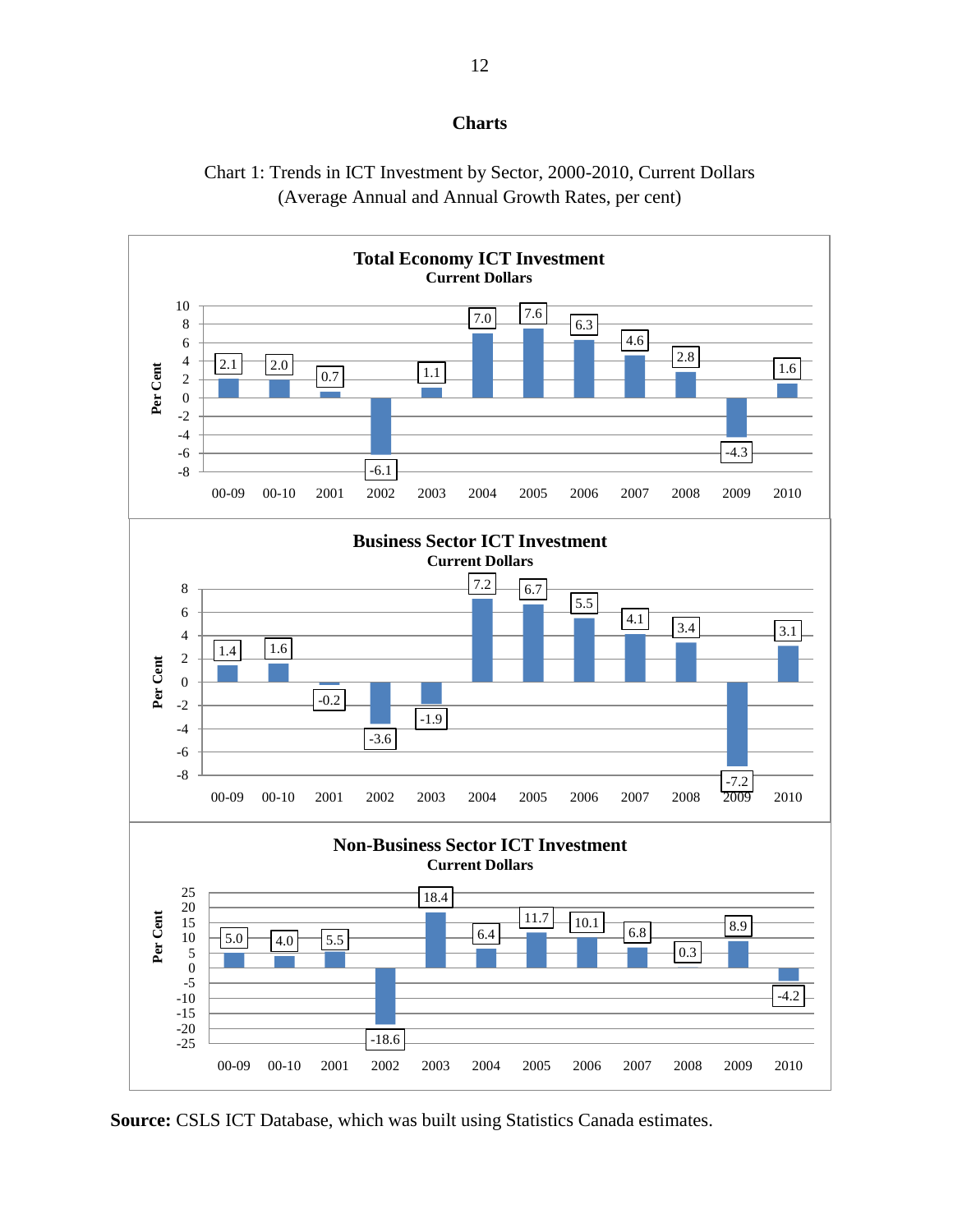## Charts

Chart 1: Trends in ICT Investment by Sector, 2000-2010, Current Dollars
(Average Annual and Annual Growth Rates, per cent)

**Total Economy ICT Investment**
**Current Dollars**

| | 00-09 | 00-10 | 2001 | 2002 | 2003 | 2004 | 2005 | 2006 | 2007 | 2008 | 2009 | 2010 |
|---|---|---|---|---|---|---|---|---|---|---|---|---|
| Per Cent | 2.1 | 2.0 | 0.7 | -6.1 | 1.1 | 7.0 | 7.6 | 6.3 | 4.6 | 2.8 | -4.3 | 1.6 |

**Business Sector ICT Investment**
**Current Dollars**

| | 00-09 | 00-10 | 2001 | 2002 | 2003 | 2004 | 2005 | 2006 | 2007 | 2008 | 2009 | 2010 |
|---|---|---|---|---|---|---|---|---|---|---|---|---|
| Per Cent | 1.4 | 1.6 | -0.2 | -3.6 | -1.9 | 7.2 | 6.7 | 5.5 | 4.1 | 3.4 | -7.2 | 3.1 |

**Non-Business Sector ICT Investment**
**Current Dollars**

| | 00-09 | 00-10 | 2001 | 2002 | 2003 | 2004 | 2005 | 2006 | 2007 | 2008 | 2009 | 2010 |
|---|---|---|---|---|---|---|---|---|---|---|---|---|
| Per Cent | 5.0 | 4.0 | 5.5 | -18.6 | 18.4 | 6.4 | 11.7 | 10.1 | 6.8 | 0.3 | 8.9 | -4.2 |

**Source:** CSLS ICT Database, which was built using Statistics Canada estimates.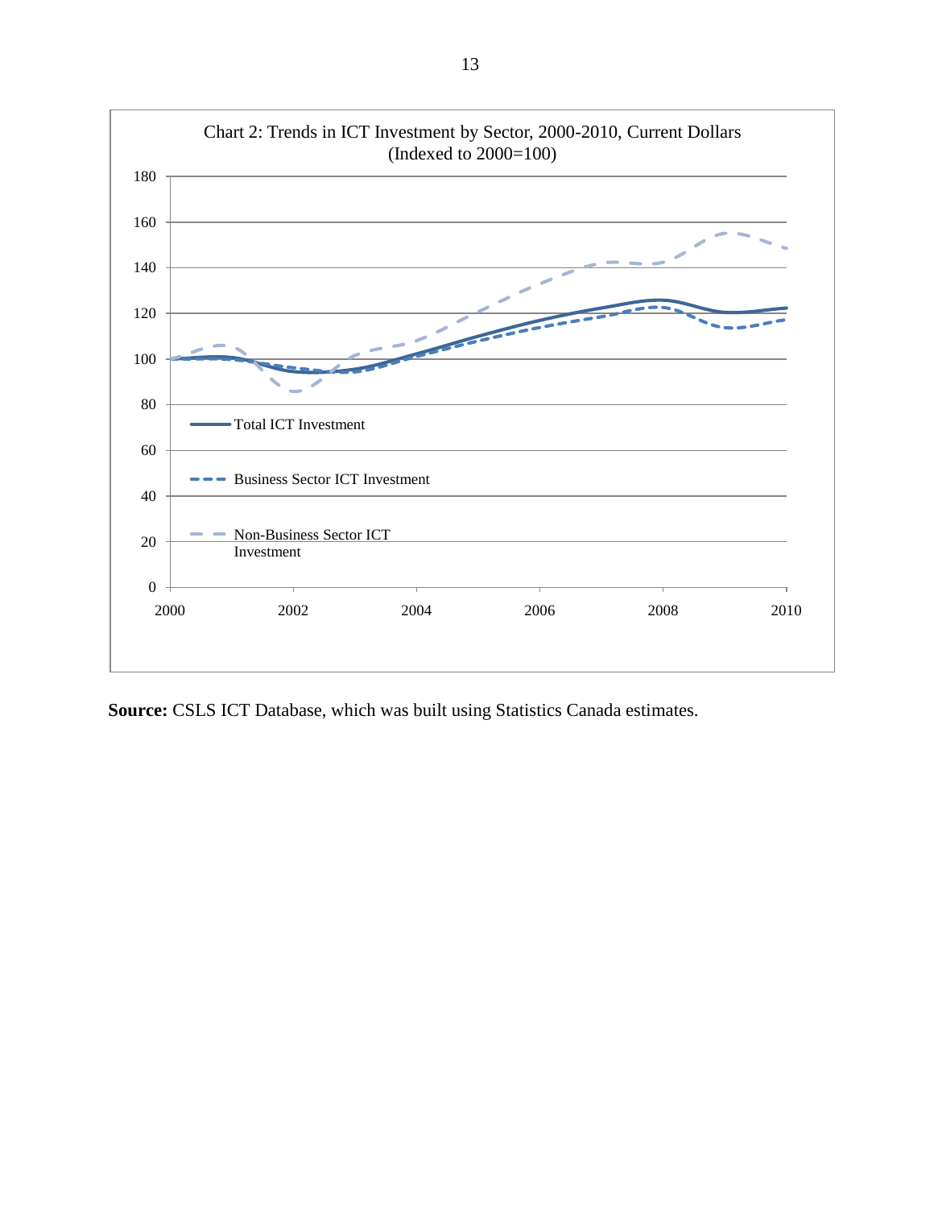Chart 2: Trends in ICT Investment by Sector, 2000-2010, Current Dollars (Indexed to 2000=100)

**Source:** CSLS ICT Database, which was built using Statistics Canada estimates.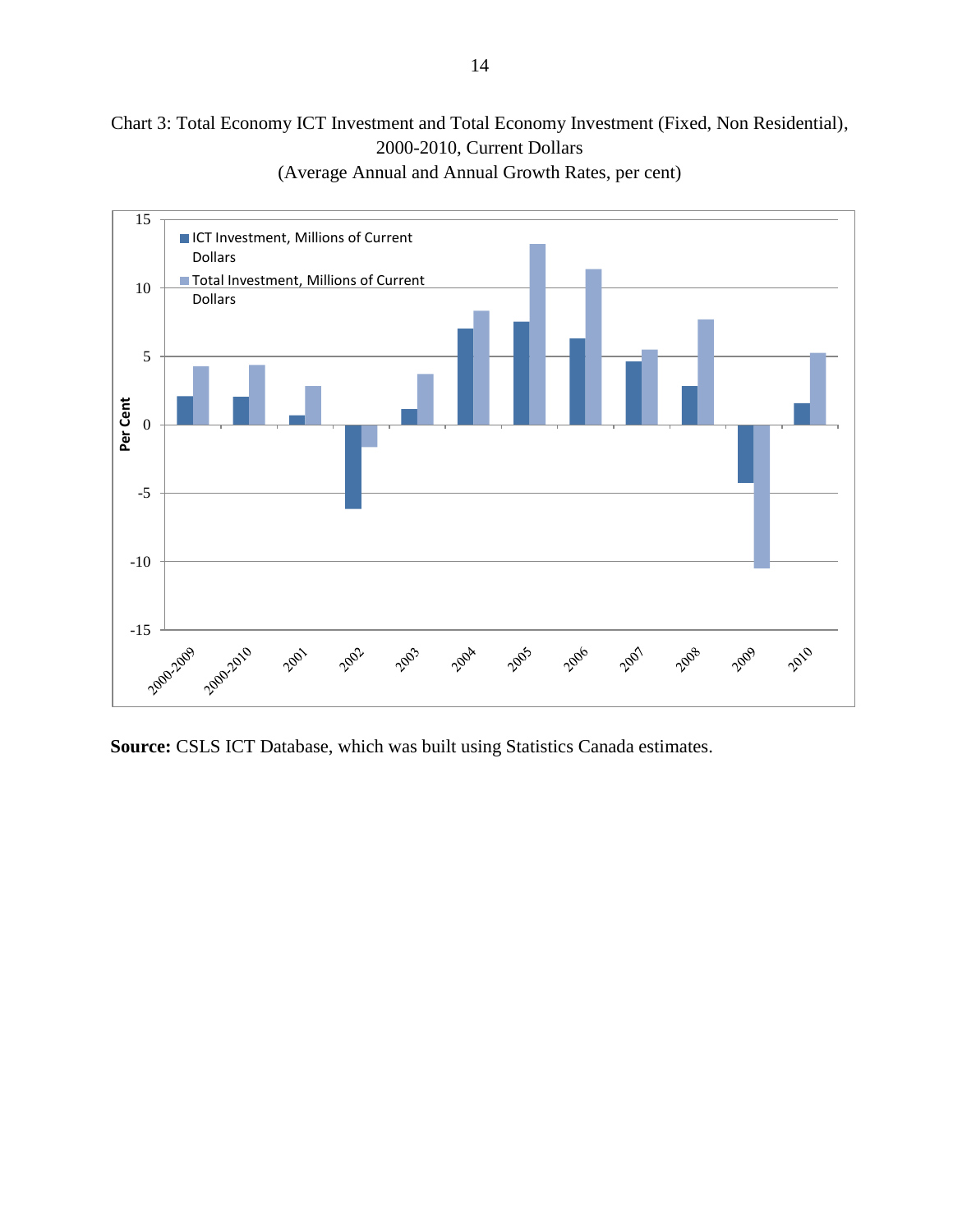Chart 3: Total Economy ICT Investment and Total Economy Investment (Fixed, Non Residential), 2000-2010, Current Dollars
(Average Annual and Annual Growth Rates, per cent)

**Source:** CSLS ICT Database, which was built using Statistics Canada estimates.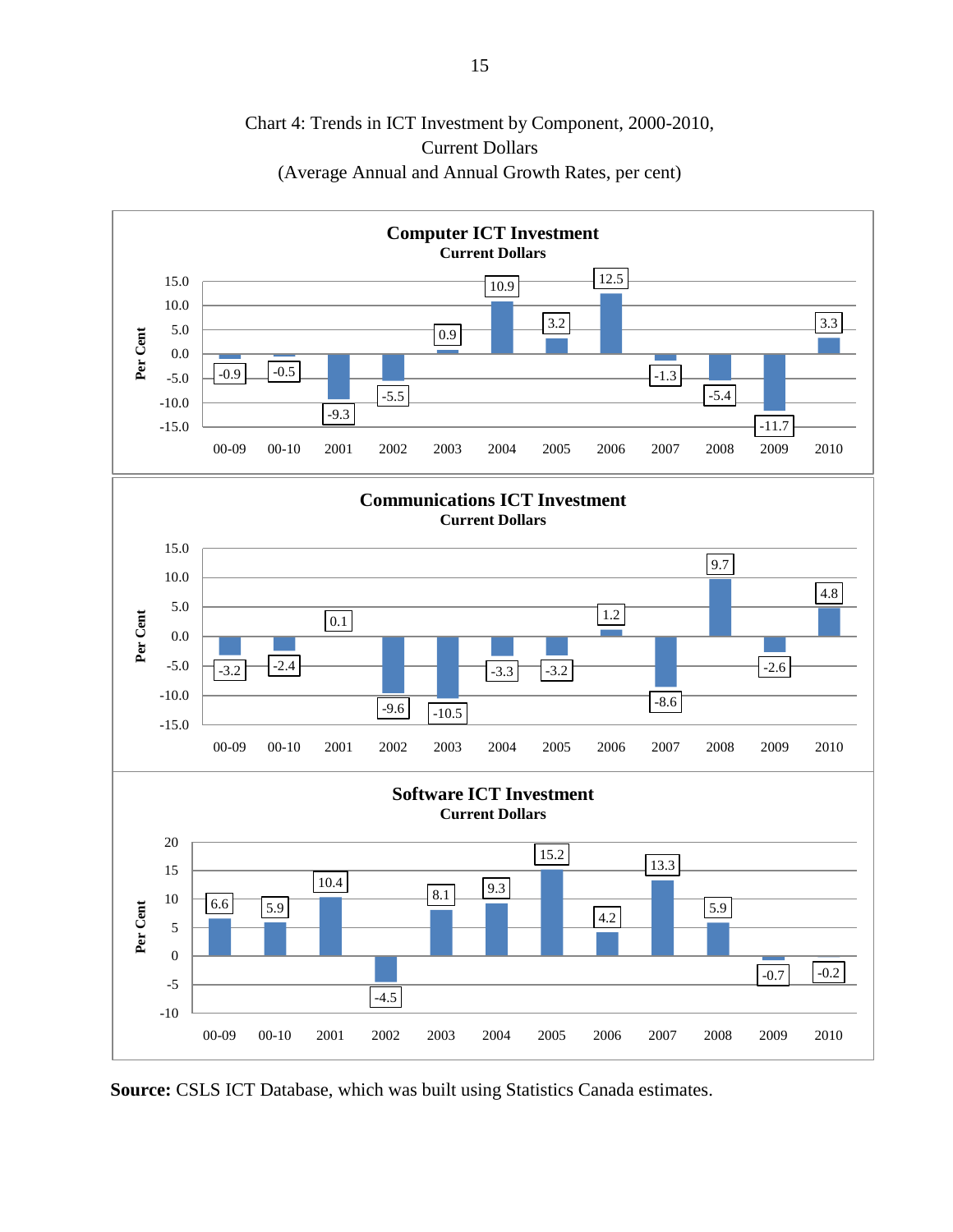Chart 4: Trends in ICT Investment by Component, 2000-2010, Current Dollars (Average Annual and Annual Growth Rates, per cent)

**Computer ICT Investment**
**Current Dollars**

| | 00-09 | 00-10 | 2001 | 2002 | 2003 | 2004 | 2005 | 2006 | 2007 | 2008 | 2009 | 2010 |
|---|---|---|---|---|---|---|---|---|---|---|---|---|
| Per Cent | -0.9 | -0.5 | -9.3 | -5.5 | 0.9 | 10.9 | 3.2 | 12.5 | -1.3 | -5.4 | -11.7 | 3.3 |

**Communications ICT Investment**
**Current Dollars**

| | 00-09 | 00-10 | 2001 | 2002 | 2003 | 2004 | 2005 | 2006 | 2007 | 2008 | 2009 | 2010 |
|---|---|---|---|---|---|---|---|---|---|---|---|---|
| Per Cent | -3.2 | -2.4 | 0.1 | -9.6 | -10.5 | -3.3 | -3.2 | 1.2 | -8.6 | 9.7 | -2.6 | 4.8 |

**Software ICT Investment**
**Current Dollars**

| | 00-09 | 00-10 | 2001 | 2002 | 2003 | 2004 | 2005 | 2006 | 2007 | 2008 | 2009 | 2010 |
|---|---|---|---|---|---|---|---|---|---|---|---|---|
| Per Cent | 6.6 | 5.9 | 10.4 | -4.5 | 8.1 | 9.3 | 15.2 | 4.2 | 13.3 | 5.9 | -0.7 | -0.2 |

**Source:** CSLS ICT Database, which was built using Statistics Canada estimates.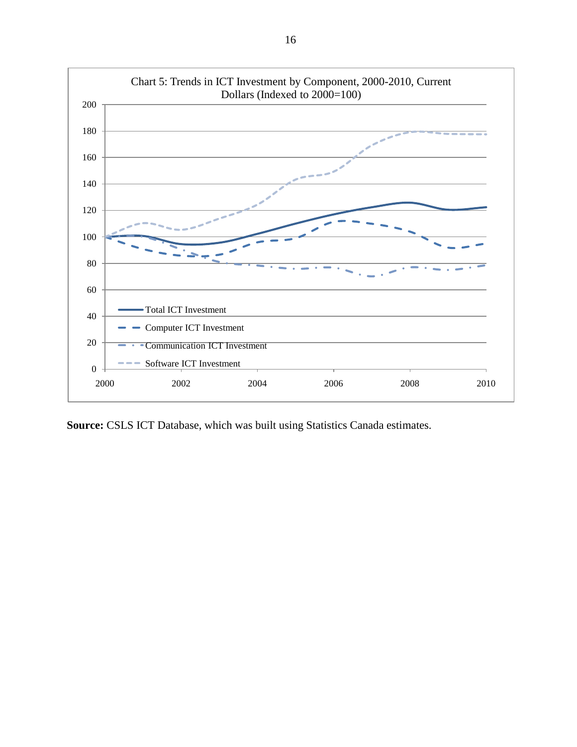Chart 5: Trends in ICT Investment by Component, 2000-2010, Current Dollars (Indexed to 2000=100)

**Source:** CSLS ICT Database, which was built using Statistics Canada estimates.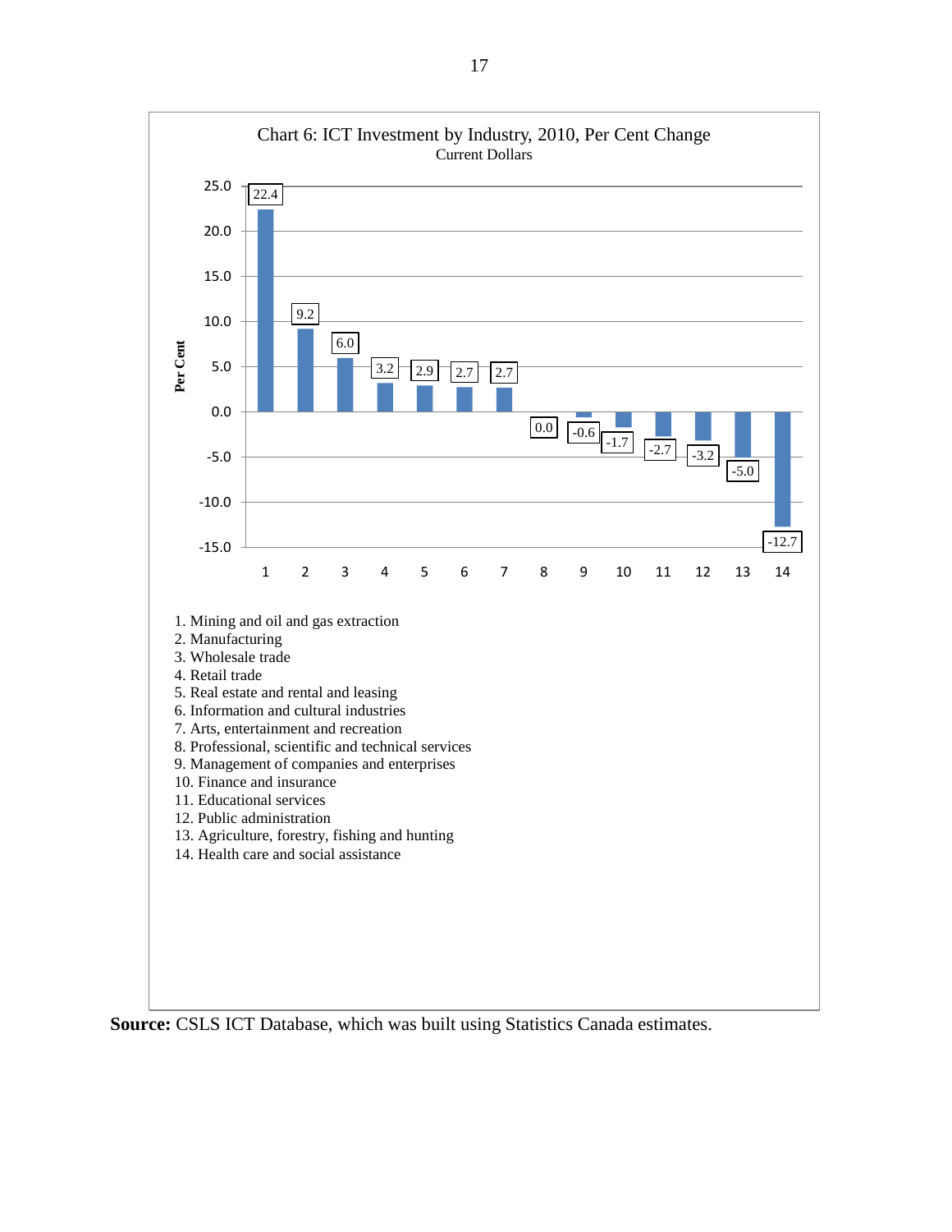Chart 6: ICT Investment by Industry, 2010, Per Cent Change

Current Dollars

| Industry | Per Cent |
|---|---|
| 1 | 22.4 |
| 2 | 9.2 |
| 3 | 6.0 |
| 4 | 3.2 |
| 5 | 2.9 |
| 6 | 2.7 |
| 7 | 2.7 |
| 8 | 0.0 |
| 9 | -0.6 |
| 10 | -1.7 |
| 11 | -2.7 |
| 12 | -3.2 |
| 13 | -5.0 |
| 14 | -12.7 |

1. Mining and oil and gas extraction
2. Manufacturing
3. Wholesale trade
4. Retail trade
5. Real estate and rental and leasing
6. Information and cultural industries
7. Arts, entertainment and recreation
8. Professional, scientific and technical services
9. Management of companies and enterprises
10. Finance and insurance
11. Educational services
12. Public administration
13. Agriculture, forestry, fishing and hunting
14. Health care and social assistance

**Source:** CSLS ICT Database, which was built using Statistics Canada estimates.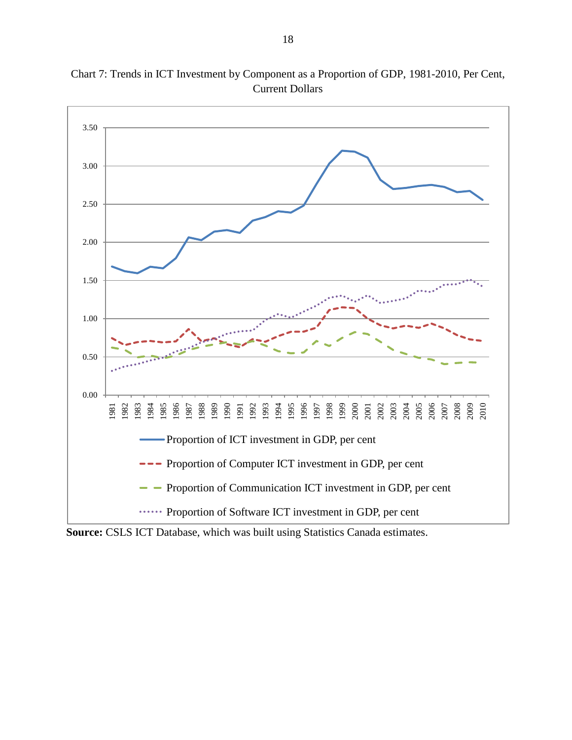Chart 7: Trends in ICT Investment by Component as a Proportion of GDP, 1981-2010, Per Cent, Current Dollars

**Source:** CSLS ICT Database, which was built using Statistics Canada estimates.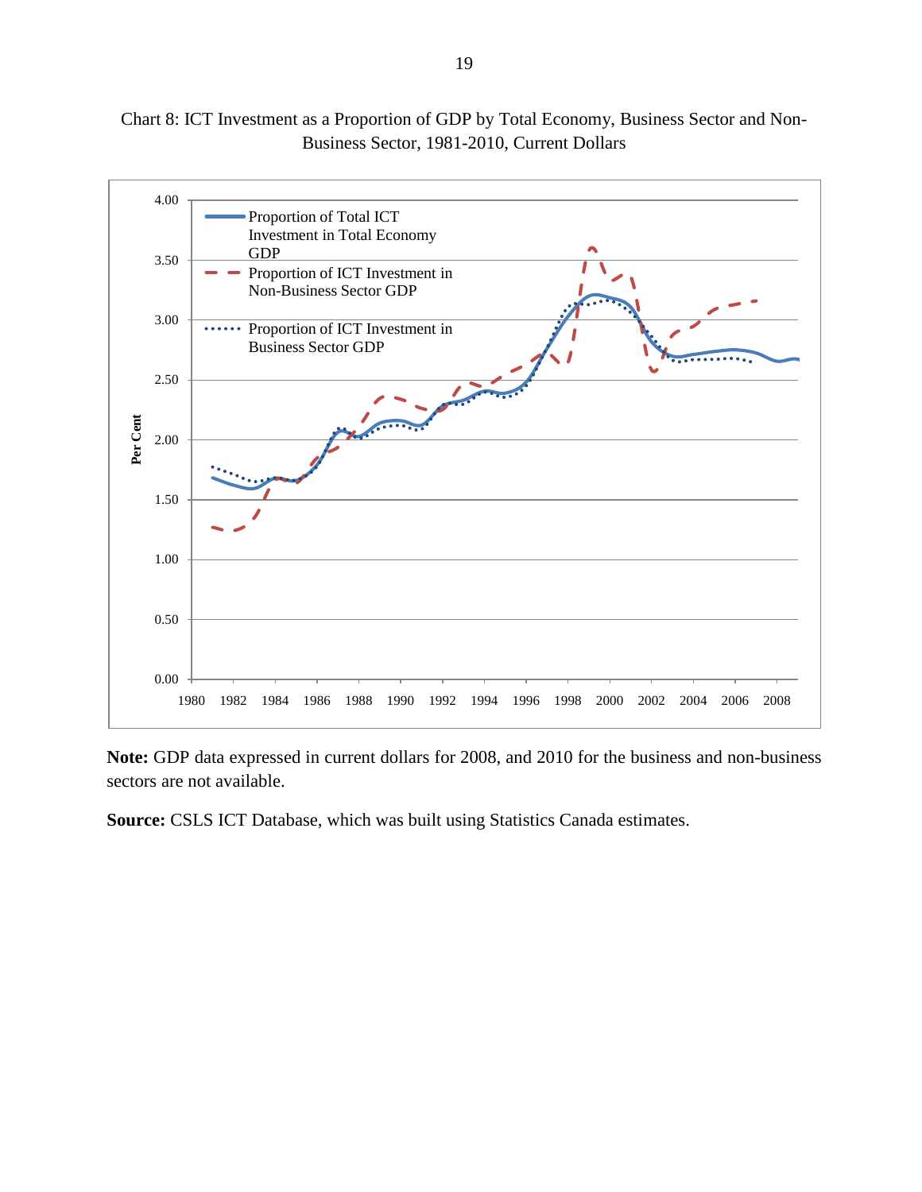Chart 8: ICT Investment as a Proportion of GDP by Total Economy, Business Sector and Non-Business Sector, 1981-2010, Current Dollars

**Note:** GDP data expressed in current dollars for 2008, and 2010 for the business and non-business sectors are not available.

**Source:** CSLS ICT Database, which was built using Statistics Canada estimates.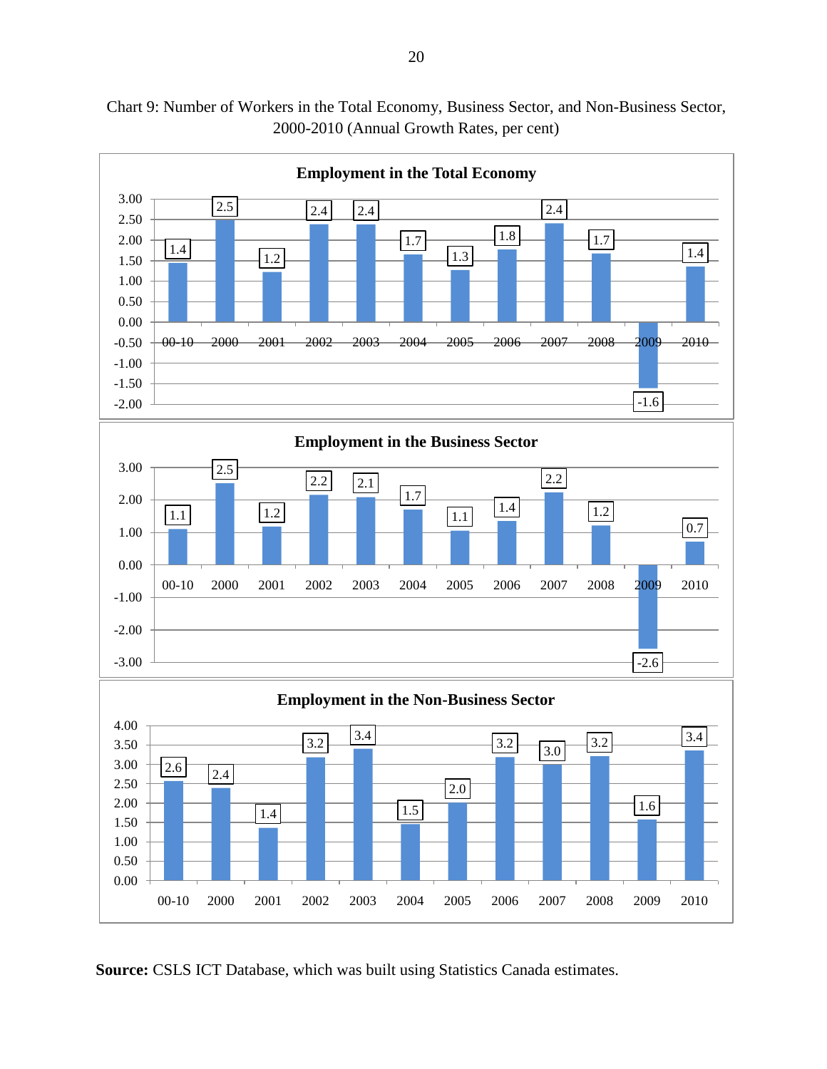Chart 9: Number of Workers in the Total Economy, Business Sector, and Non-Business Sector, 2000-2010 (Annual Growth Rates, per cent)

**Employment in the Total Economy**

| 00-10 | 2000 | 2001 | 2002 | 2003 | 2004 | 2005 | 2006 | 2007 | 2008 | 2009 | 2010 |
|---|---|---|---|---|---|---|---|---|---|---|---|
| 1.4 | 2.5 | 1.2 | 2.4 | 2.4 | 1.7 | 1.3 | 1.8 | 2.4 | 1.7 | -1.6 | 1.4 |

**Employment in the Business Sector**

| 00-10 | 2000 | 2001 | 2002 | 2003 | 2004 | 2005 | 2006 | 2007 | 2008 | 2009 | 2010 |
|---|---|---|---|---|---|---|---|---|---|---|---|
| 1.1 | 2.5 | 1.2 | 2.2 | 2.1 | 1.7 | 1.1 | 1.4 | 2.2 | 1.2 | -2.6 | 0.7 |

**Employment in the Non-Business Sector**

| 00-10 | 2000 | 2001 | 2002 | 2003 | 2004 | 2005 | 2006 | 2007 | 2008 | 2009 | 2010 |
|---|---|---|---|---|---|---|---|---|---|---|---|
| 2.6 | 2.4 | 1.4 | 3.2 | 3.4 | 1.5 | 2.0 | 3.2 | 3.0 | 3.2 | 1.6 | 3.4 |

**Source:** CSLS ICT Database, which was built using Statistics Canada estimates.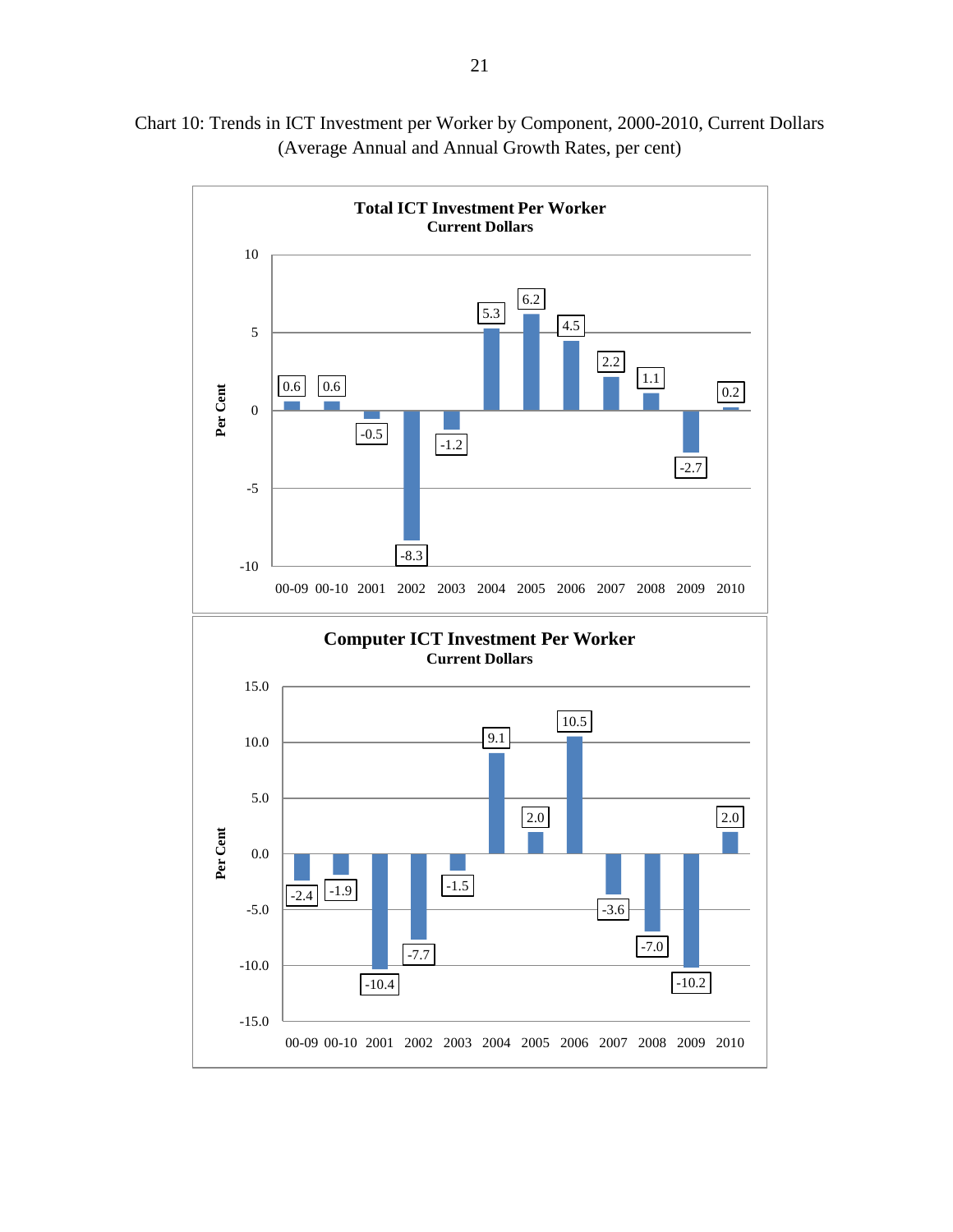Chart 10: Trends in ICT Investment per Worker by Component, 2000-2010, Current Dollars
(Average Annual and Annual Growth Rates, per cent)

**Total ICT Investment Per Worker**
**Current Dollars**

| Period | Per Cent |
|---|---|
| 00-09 | 0.6 |
| 00-10 | 0.6 |
| 2001 | -0.5 |
| 2002 | -8.3 |
| 2003 | -1.2 |
| 2004 | 5.3 |
| 2005 | 6.2 |
| 2006 | 4.5 |
| 2007 | 2.2 |
| 2008 | 1.1 |
| 2009 | -2.7 |
| 2010 | 0.2 |

**Computer ICT Investment Per Worker**
**Current Dollars**

| Period | Per Cent |
|---|---|
| 00-09 | -2.4 |
| 00-10 | -1.9 |
| 2001 | -10.4 |
| 2002 | -7.7 |
| 2003 | -1.5 |
| 2004 | 9.1 |
| 2005 | 2.0 |
| 2006 | 10.5 |
| 2007 | -3.6 |
| 2008 | -7.0 |
| 2009 | -10.2 |
| 2010 | 2.0 |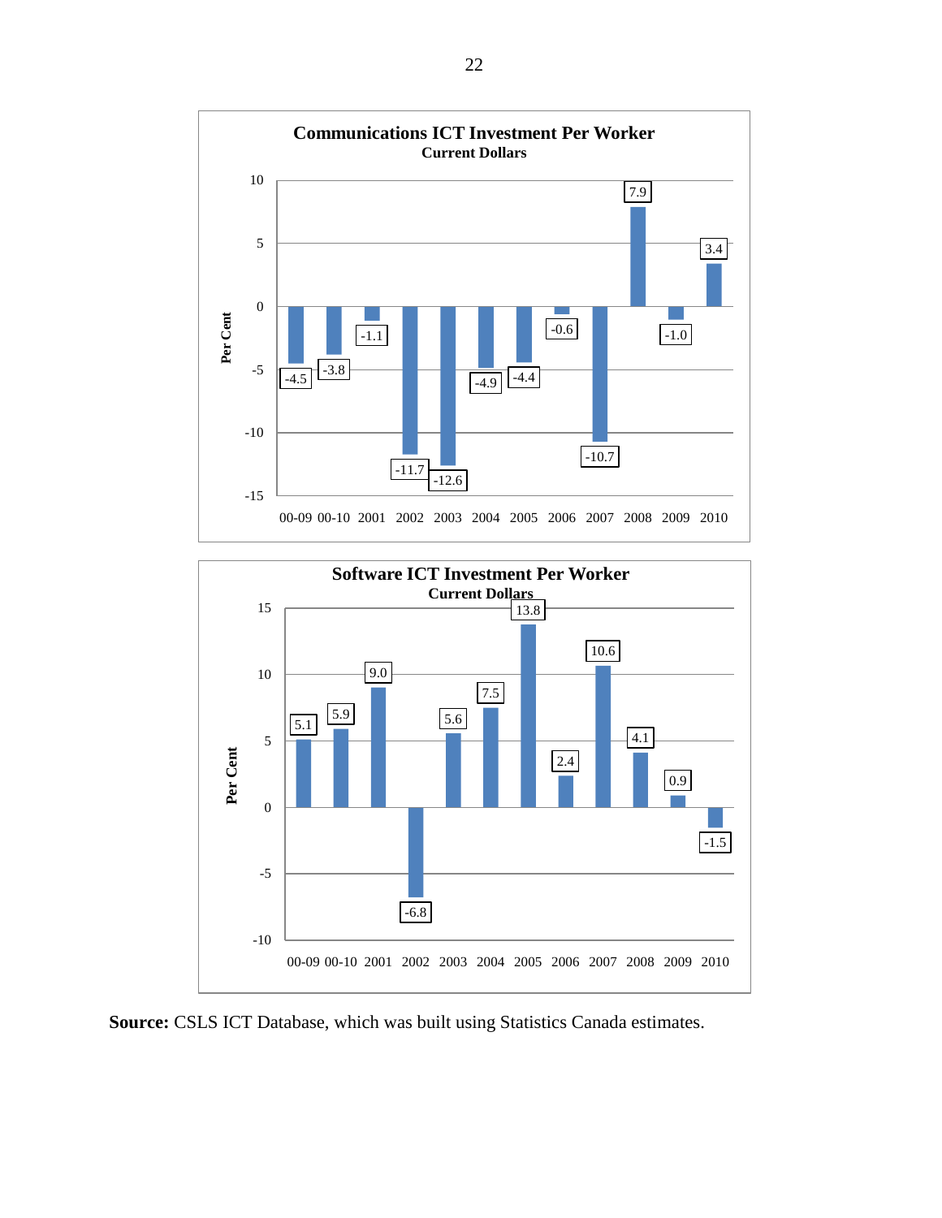**Communications ICT Investment Per Worker**
**Current Dollars**

| | 00-09 | 00-10 | 2001 | 2002 | 2003 | 2004 | 2005 | 2006 | 2007 | 2008 | 2009 | 2010 |
|---|---|---|---|---|---|---|---|---|---|---|---|---|
| Per Cent | -4.5 | -3.8 | -1.1 | -11.7 | -12.6 | -4.9 | -4.4 | -0.6 | -10.7 | 7.9 | -1.0 | 3.4 |

**Software ICT Investment Per Worker**
**Current Dollars**

| | 00-09 | 00-10 | 2001 | 2002 | 2003 | 2004 | 2005 | 2006 | 2007 | 2008 | 2009 | 2010 |
|---|---|---|---|---|---|---|---|---|---|---|---|---|
| Per Cent | 5.1 | 5.9 | 9.0 | -6.8 | 5.6 | 7.5 | 13.8 | 2.4 | 10.6 | 4.1 | 0.9 | -1.5 |

**Source:** CSLS ICT Database, which was built using Statistics Canada estimates.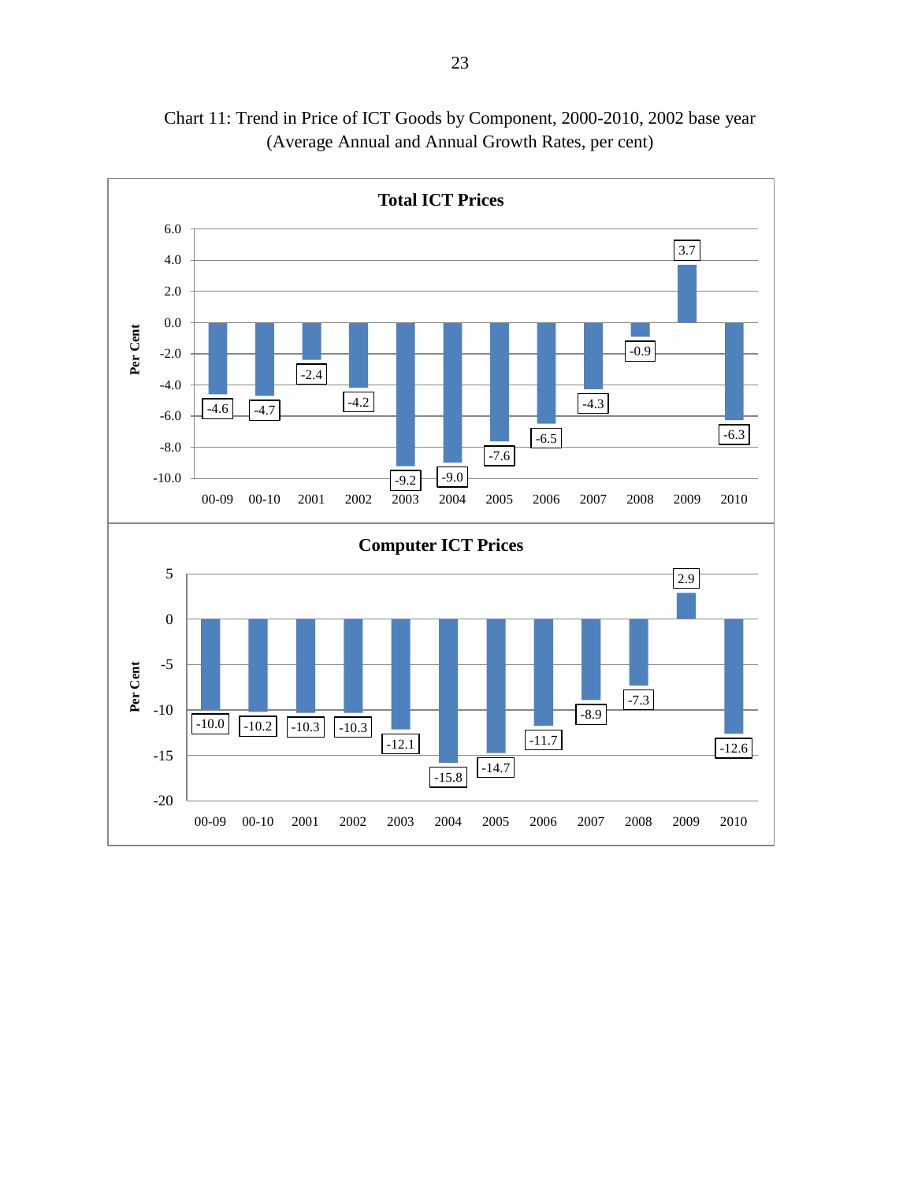Chart 11: Trend in Price of ICT Goods by Component, 2000-2010, 2002 base year (Average Annual and Annual Growth Rates, per cent)

**Total ICT Prices**

| | 00-09 | 00-10 | 2001 | 2002 | 2003 | 2004 | 2005 | 2006 | 2007 | 2008 | 2009 | 2010 |
|---|---|---|---|---|---|---|---|---|---|---|---|---|
| Per Cent | -4.6 | -4.7 | -2.4 | -4.2 | -9.2 | -9.0 | -7.6 | -6.5 | -4.3 | -0.9 | 3.7 | -6.3 |

**Computer ICT Prices**

| | 00-09 | 00-10 | 2001 | 2002 | 2003 | 2004 | 2005 | 2006 | 2007 | 2008 | 2009 | 2010 |
|---|---|---|---|---|---|---|---|---|---|---|---|---|
| Per Cent | -10.0 | -10.2 | -10.3 | -10.3 | -12.1 | -15.8 | -14.7 | -11.7 | -8.9 | -7.3 | 2.9 | -12.6 |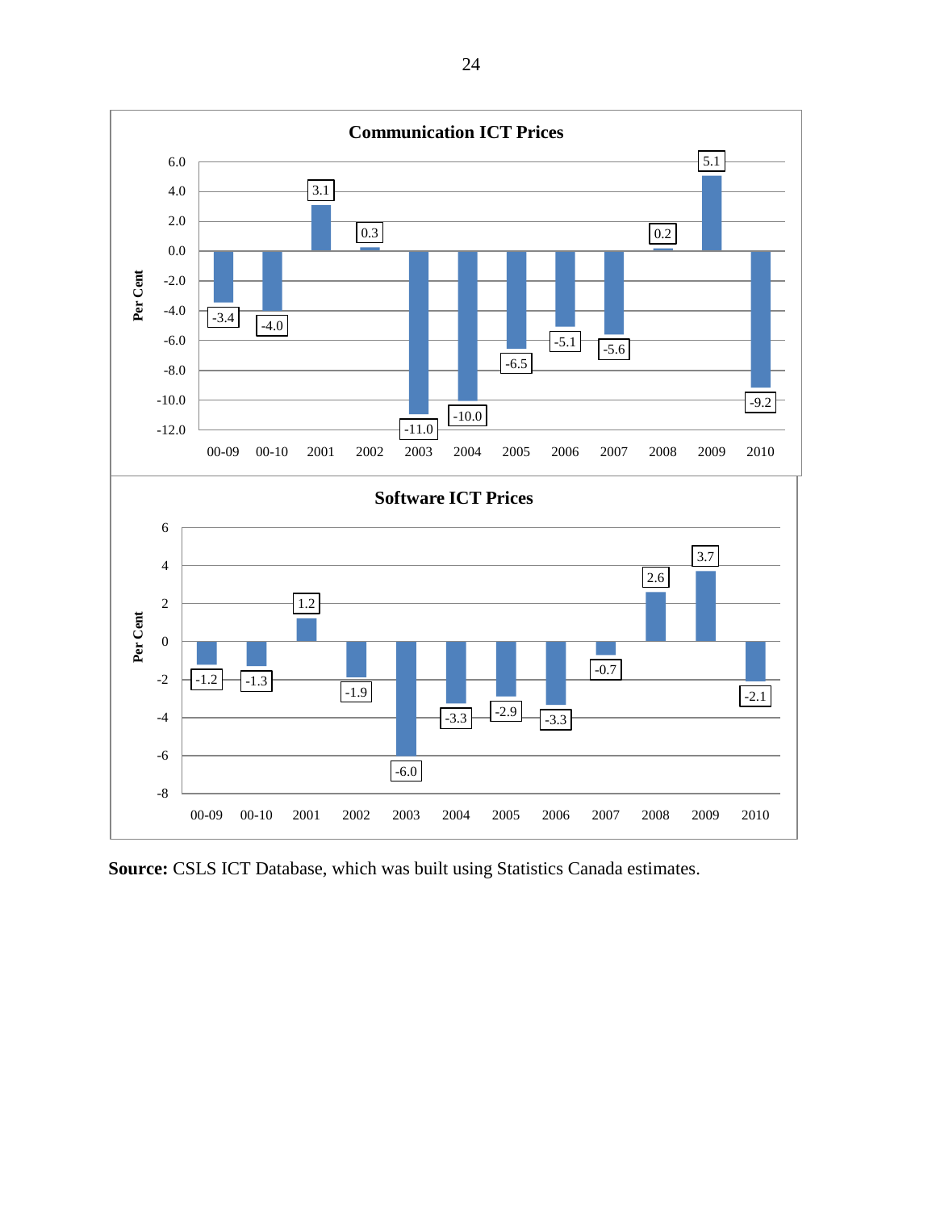**Communication ICT Prices**

| | 00-09 | 00-10 | 2001 | 2002 | 2003 | 2004 | 2005 | 2006 | 2007 | 2008 | 2009 | 2010 |
|---|---|---|---|---|---|---|---|---|---|---|---|---|
| Per Cent | -3.4 | -4.0 | 3.1 | 0.3 | -11.0 | -10.0 | -6.5 | -5.1 | -5.6 | 0.2 | 5.1 | -9.2 |

**Software ICT Prices**

| | 00-09 | 00-10 | 2001 | 2002 | 2003 | 2004 | 2005 | 2006 | 2007 | 2008 | 2009 | 2010 |
|---|---|---|---|---|---|---|---|---|---|---|---|---|
| Per Cent | -1.2 | -1.3 | 1.2 | -1.9 | -6.0 | -3.3 | -2.9 | -3.3 | -0.7 | 2.6 | 3.7 | -2.1 |

**Source:** CSLS ICT Database, which was built using Statistics Canada estimates.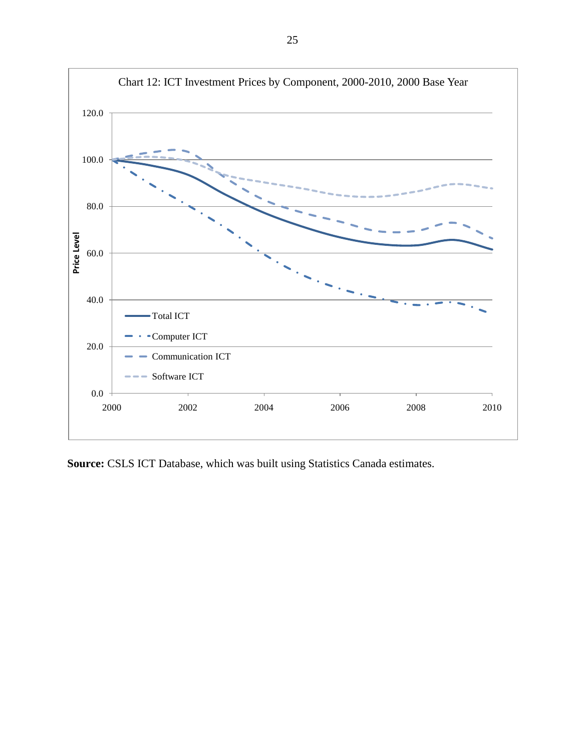Chart 12: ICT Investment Prices by Component, 2000-2010, 2000 Base Year

**Source:** CSLS ICT Database, which was built using Statistics Canada estimates.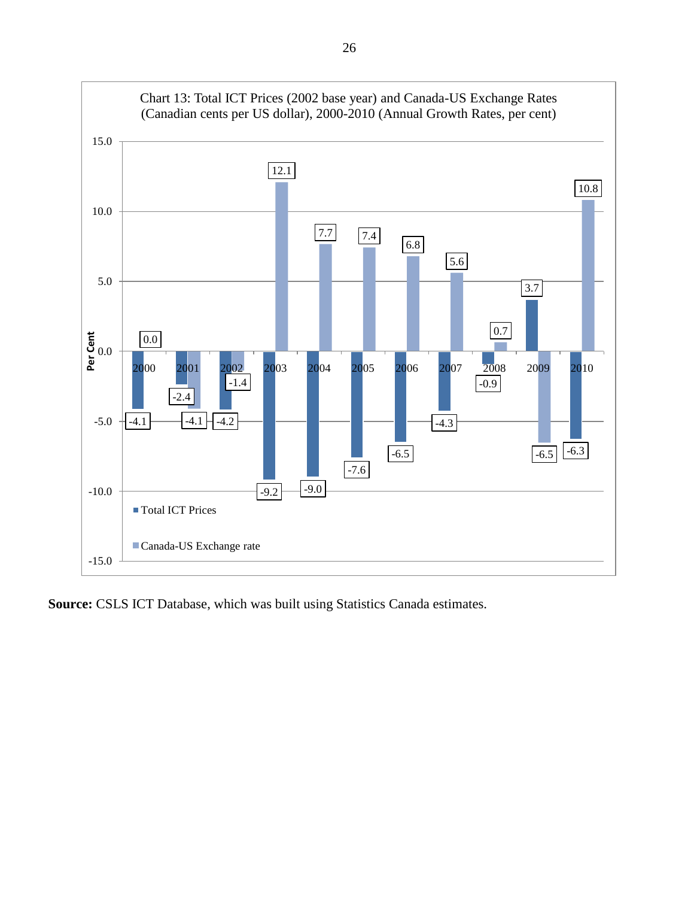Chart 13: Total ICT Prices (2002 base year) and Canada-US Exchange Rates (Canadian cents per US dollar), 2000-2010 (Annual Growth Rates, per cent)

| Year | Total ICT Prices | Canada-US Exchange rate |
|---|---|---|
| 2000 | -4.1 | 0.0 |
| 2001 | -2.4 | -4.1 |
| 2002 | -4.2 | -1.4 |
| 2003 | -9.2 | 12.1 |
| 2004 | -9.0 | 7.7 |
| 2005 | -7.6 | 7.4 |
| 2006 | -6.5 | 6.8 |
| 2007 | -4.3 | 5.6 |
| 2008 | -0.9 | 0.7 |
| 2009 | 3.7 | -6.5 |
| 2010 | -6.3 | 10.8 |

**Source:** CSLS ICT Database, which was built using Statistics Canada estimates.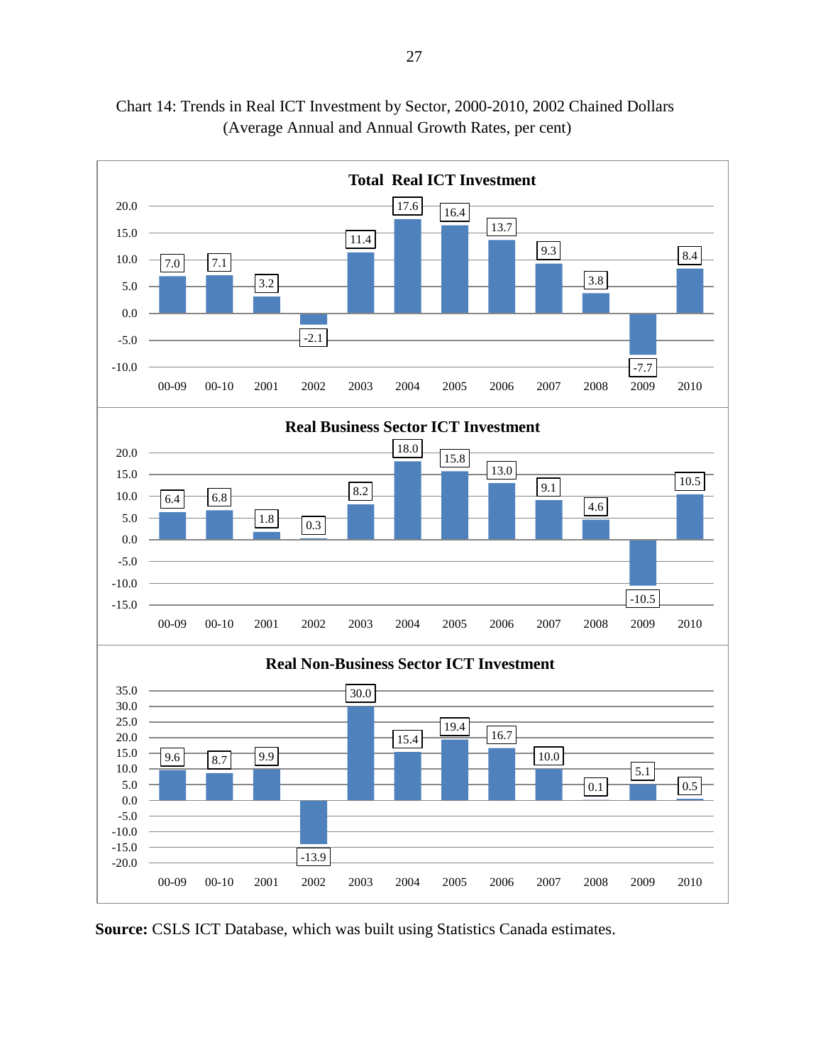Chart 14: Trends in Real ICT Investment by Sector, 2000-2010, 2002 Chained Dollars (Average Annual and Annual Growth Rates, per cent)

**Total Real ICT Investment**

| 00-09 | 00-10 | 2001 | 2002 | 2003 | 2004 | 2005 | 2006 | 2007 | 2008 | 2009 | 2010 |
|---|---|---|---|---|---|---|---|---|---|---|---|
| 7.0 | 7.1 | 3.2 | -2.1 | 11.4 | 17.6 | 16.4 | 13.7 | 9.3 | 3.8 | -7.7 | 8.4 |

**Real Business Sector ICT Investment**

| 00-09 | 00-10 | 2001 | 2002 | 2003 | 2004 | 2005 | 2006 | 2007 | 2008 | 2009 | 2010 |
|---|---|---|---|---|---|---|---|---|---|---|---|
| 6.4 | 6.8 | 1.8 | 0.3 | 8.2 | 18.0 | 15.8 | 13.0 | 9.1 | 4.6 | -10.5 | 10.5 |

**Real Non-Business Sector ICT Investment**

| 00-09 | 00-10 | 2001 | 2002 | 2003 | 2004 | 2005 | 2006 | 2007 | 2008 | 2009 | 2010 |
|---|---|---|---|---|---|---|---|---|---|---|---|
| 9.6 | 8.7 | 9.9 | -13.9 | 30.0 | 15.4 | 19.4 | 16.7 | 10.0 | 0.1 | 5.1 | 0.5 |

**Source:** CSLS ICT Database, which was built using Statistics Canada estimates.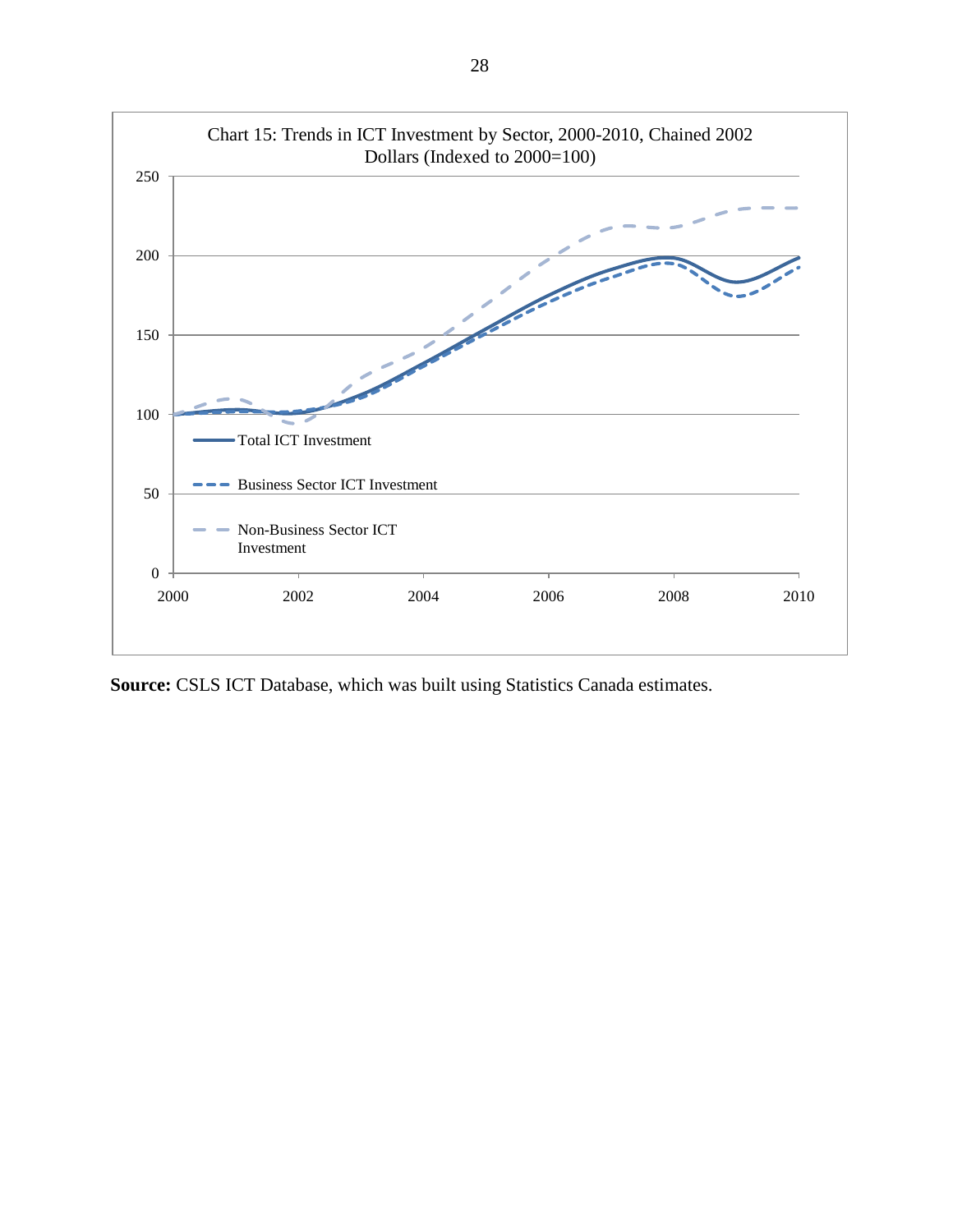Chart 15: Trends in ICT Investment by Sector, 2000-2010, Chained 2002 Dollars (Indexed to 2000=100)

**Source:** CSLS ICT Database, which was built using Statistics Canada estimates.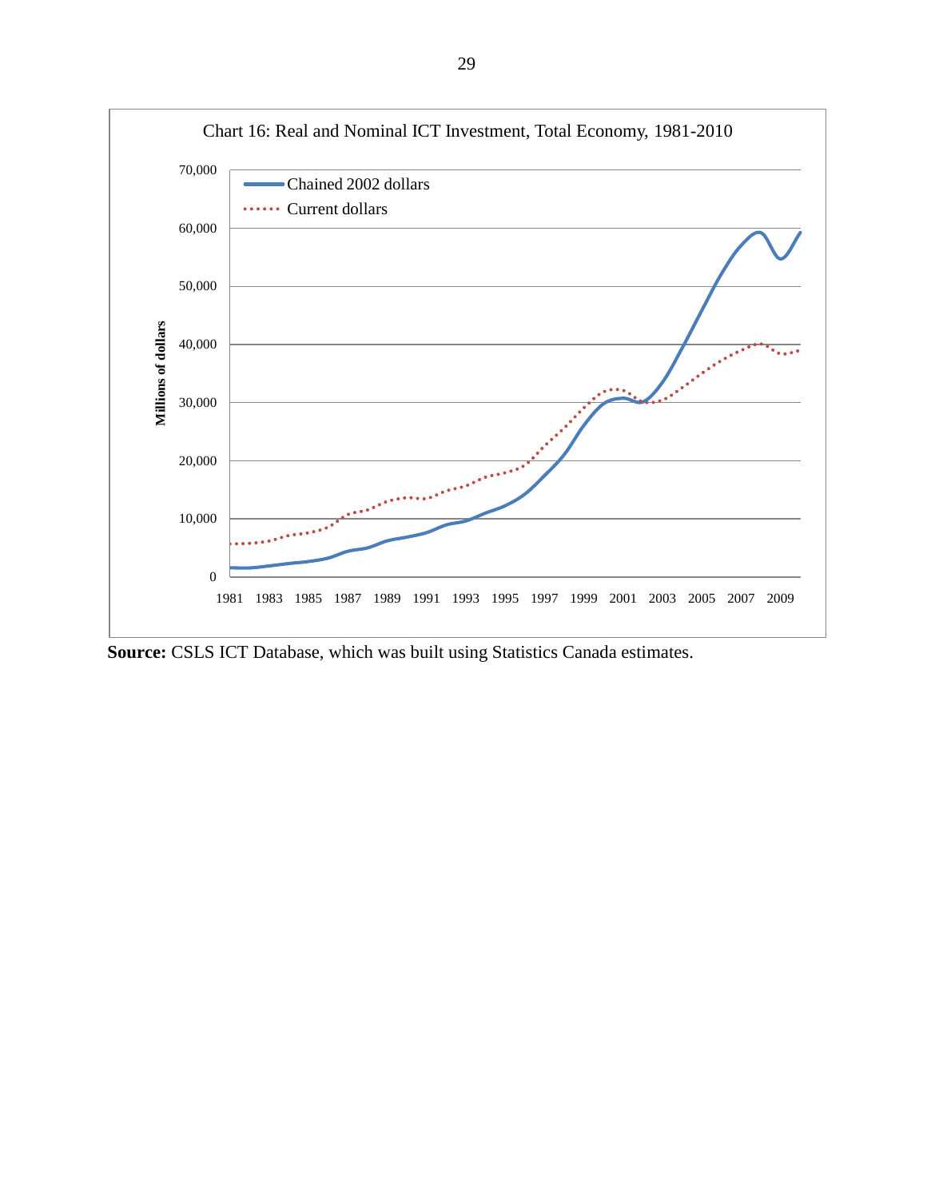Chart 16: Real and Nominal ICT Investment, Total Economy, 1981-2010

**Source:** CSLS ICT Database, which was built using Statistics Canada estimates.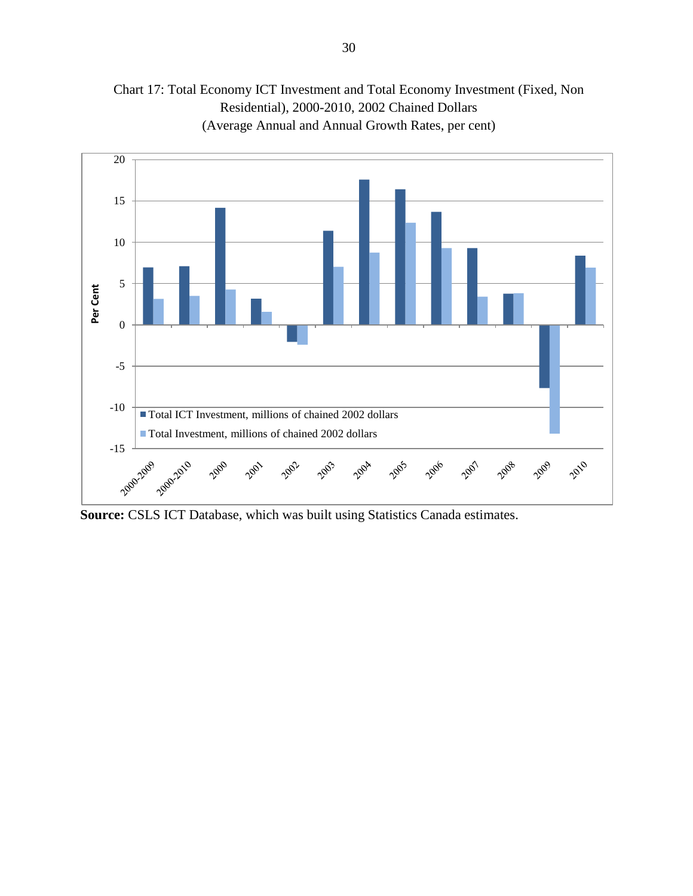Chart 17: Total Economy ICT Investment and Total Economy Investment (Fixed, Non Residential), 2000-2010, 2002 Chained Dollars
(Average Annual and Annual Growth Rates, per cent)

**Source:** CSLS ICT Database, which was built using Statistics Canada estimates.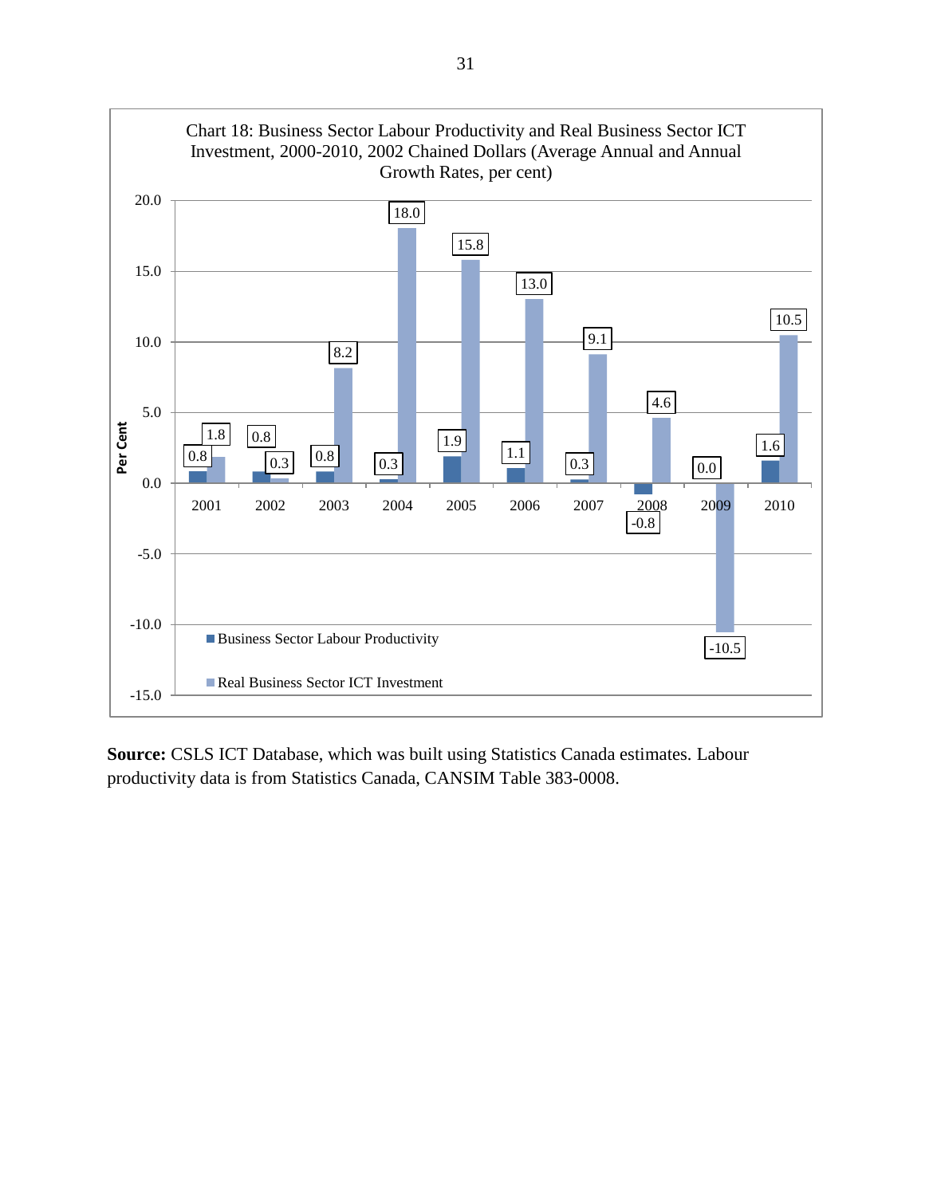Chart 18: Business Sector Labour Productivity and Real Business Sector ICT Investment, 2000-2010, 2002 Chained Dollars (Average Annual and Annual Growth Rates, per cent)

| Year | Business Sector Labour Productivity | Real Business Sector ICT Investment |
|---|---|---|
| 2001 | 0.8 | 1.8 |
| 2002 | 0.8 | 0.3 |
| 2003 | 0.8 | 8.2 |
| 2004 | 0.3 | 18.0 |
| 2005 | 1.9 | 15.8 |
| 2006 | 1.1 | 13.0 |
| 2007 | 0.3 | 9.1 |
| 2008 | -0.8 | 4.6 |
| 2009 | 0.0 | -10.5 |
| 2010 | 1.6 | 10.5 |

**Source:** CSLS ICT Database, which was built using Statistics Canada estimates. Labour productivity data is from Statistics Canada, CANSIM Table 383-0008.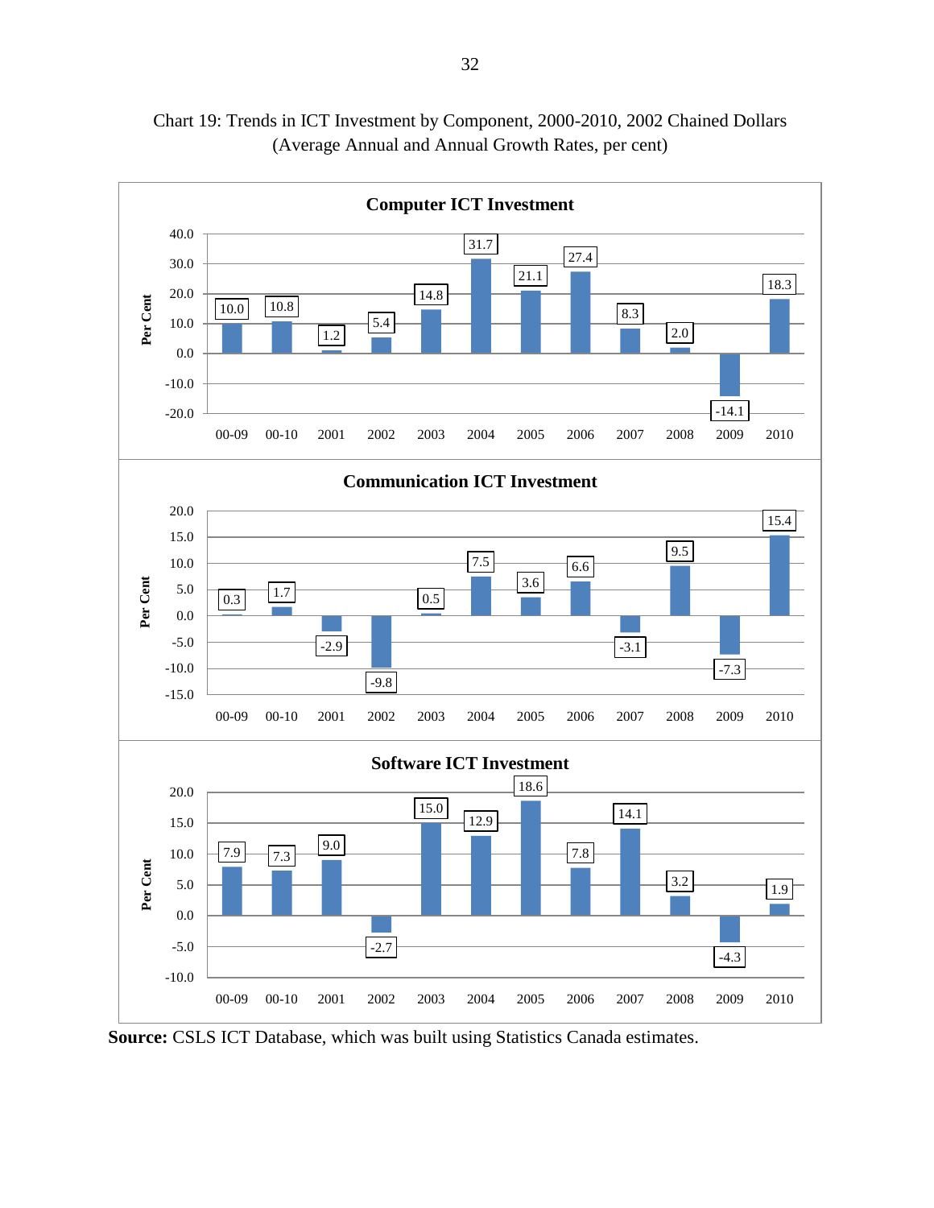Chart 19: Trends in ICT Investment by Component, 2000-2010, 2002 Chained Dollars (Average Annual and Annual Growth Rates, per cent)

**Computer ICT Investment**

| Period | 00-09 | 00-10 | 2001 | 2002 | 2003 | 2004 | 2005 | 2006 | 2007 | 2008 | 2009 | 2010 |
|---|---|---|---|---|---|---|---|---|---|---|---|---|
| Per Cent | 10.0 | 10.8 | 1.2 | 5.4 | 14.8 | 31.7 | 21.1 | 27.4 | 8.3 | 2.0 | -14.1 | 18.3 |

**Communication ICT Investment**

| Period | 00-09 | 00-10 | 2001 | 2002 | 2003 | 2004 | 2005 | 2006 | 2007 | 2008 | 2009 | 2010 |
|---|---|---|---|---|---|---|---|---|---|---|---|---|
| Per Cent | 0.3 | 1.7 | -2.9 | -9.8 | 0.5 | 7.5 | 3.6 | 6.6 | -3.1 | 9.5 | -7.3 | 15.4 |

**Software ICT Investment**

| Period | 00-09 | 00-10 | 2001 | 2002 | 2003 | 2004 | 2005 | 2006 | 2007 | 2008 | 2009 | 2010 |
|---|---|---|---|---|---|---|---|---|---|---|---|---|
| Per Cent | 7.9 | 7.3 | 9.0 | -2.7 | 15.0 | 12.9 | 18.6 | 7.8 | 14.1 | 3.2 | -4.3 | 1.9 |

**Source:** CSLS ICT Database, which was built using Statistics Canada estimates.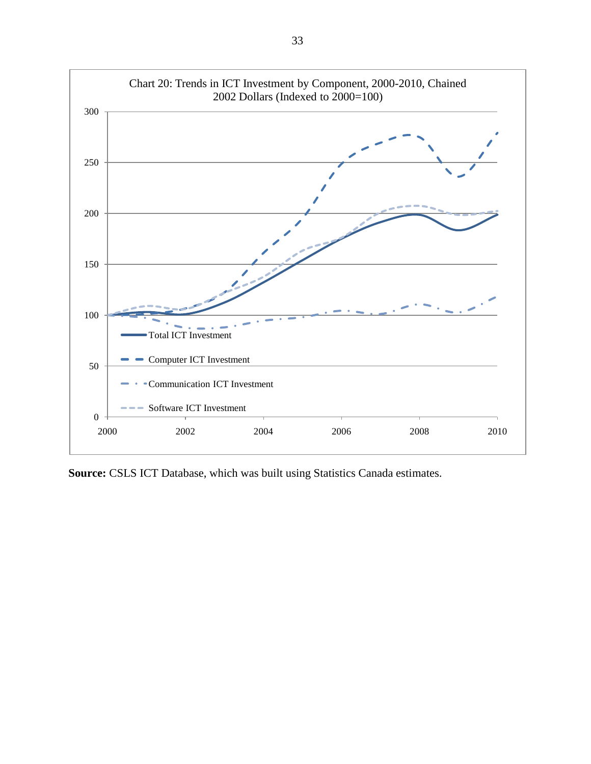**Chart 20: Trends in ICT Investment by Component, 2000-2010, Chained 2002 Dollars (Indexed to 2000=100)**

**Source:** CSLS ICT Database, which was built using Statistics Canada estimates.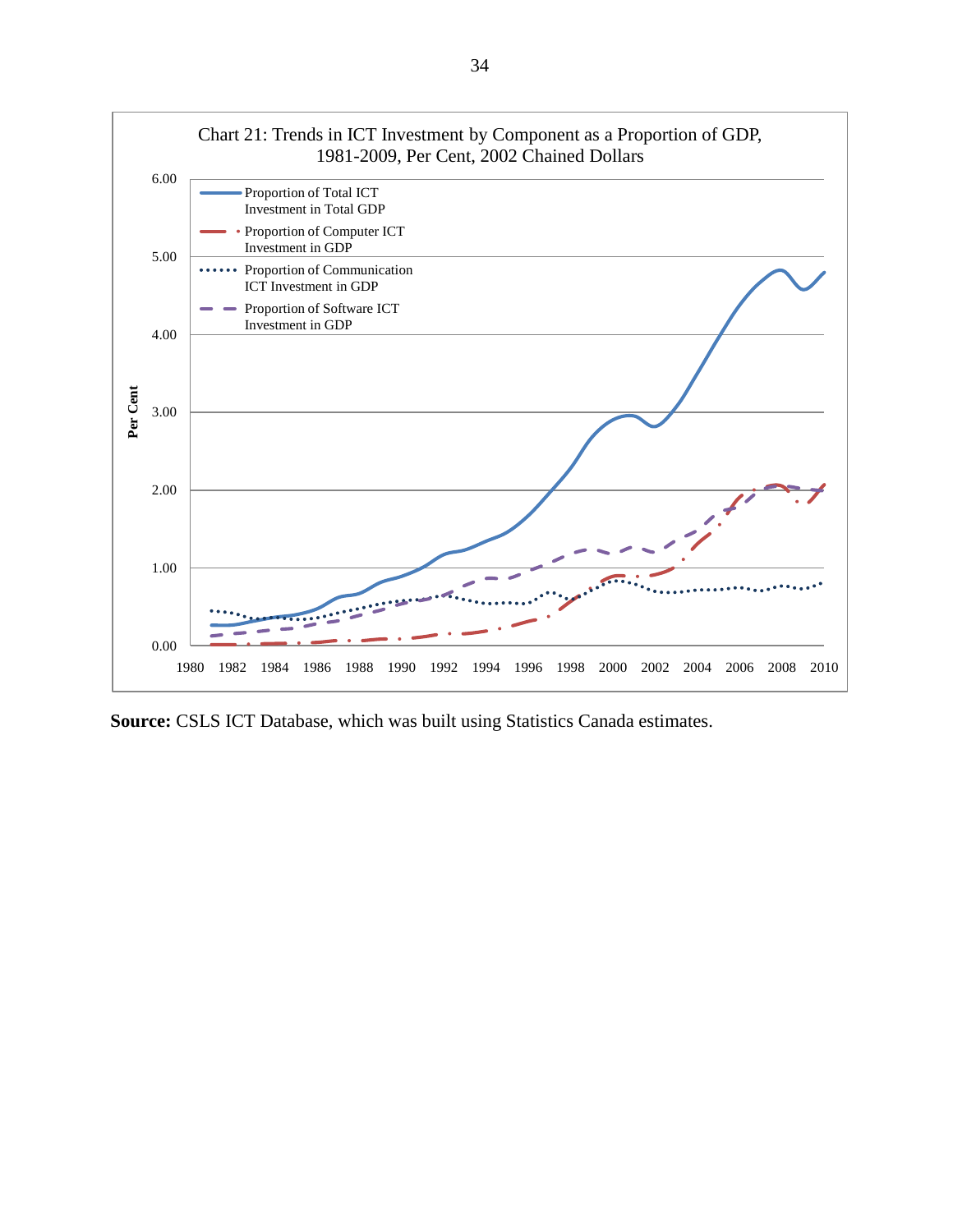Chart 21: Trends in ICT Investment by Component as a Proportion of GDP, 1981-2009, Per Cent, 2002 Chained Dollars

**Source:** CSLS ICT Database, which was built using Statistics Canada estimates.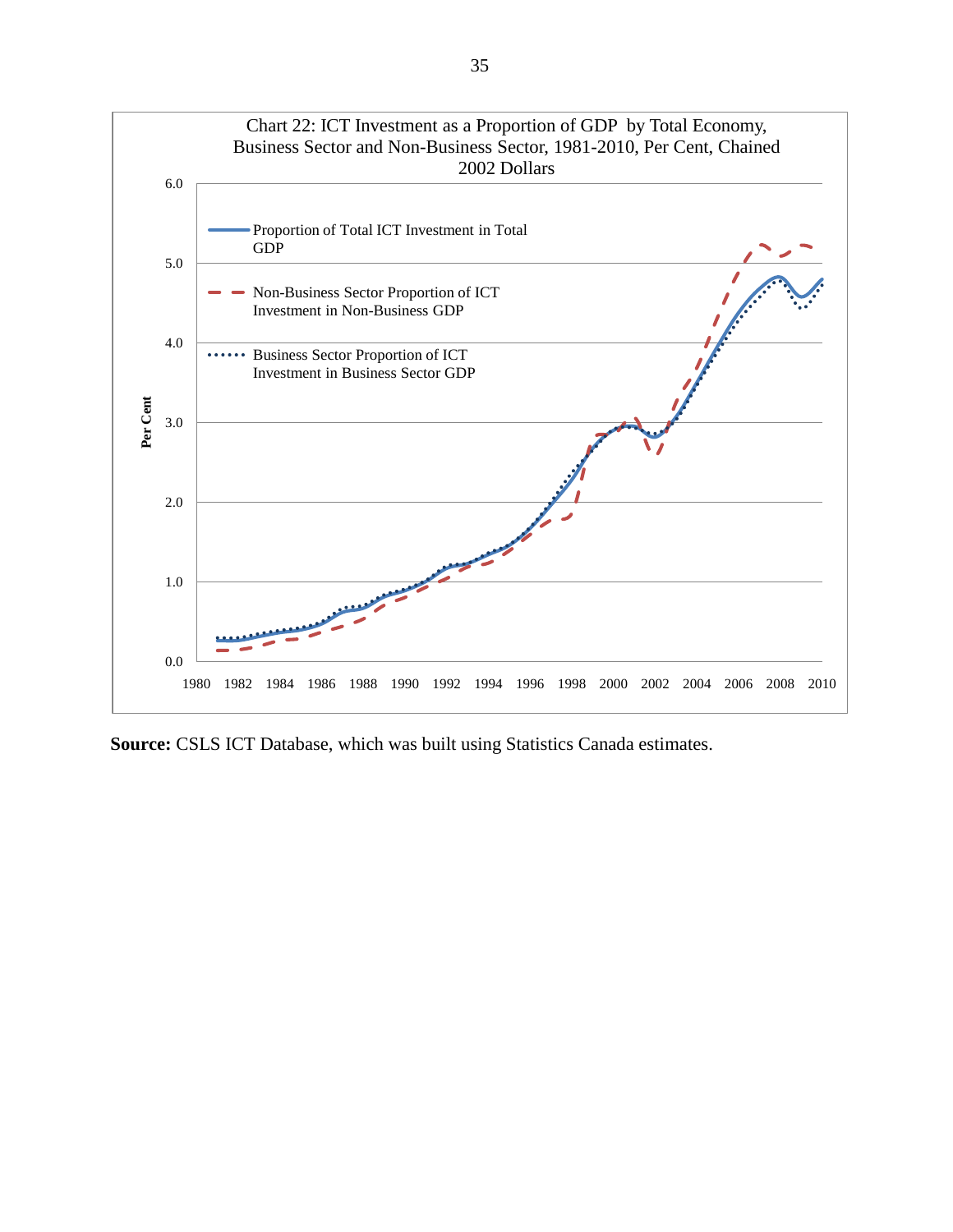Chart 22: ICT Investment as a Proportion of GDP by Total Economy, Business Sector and Non-Business Sector, 1981-2010, Per Cent, Chained 2002 Dollars

**Source:** CSLS ICT Database, which was built using Statistics Canada estimates.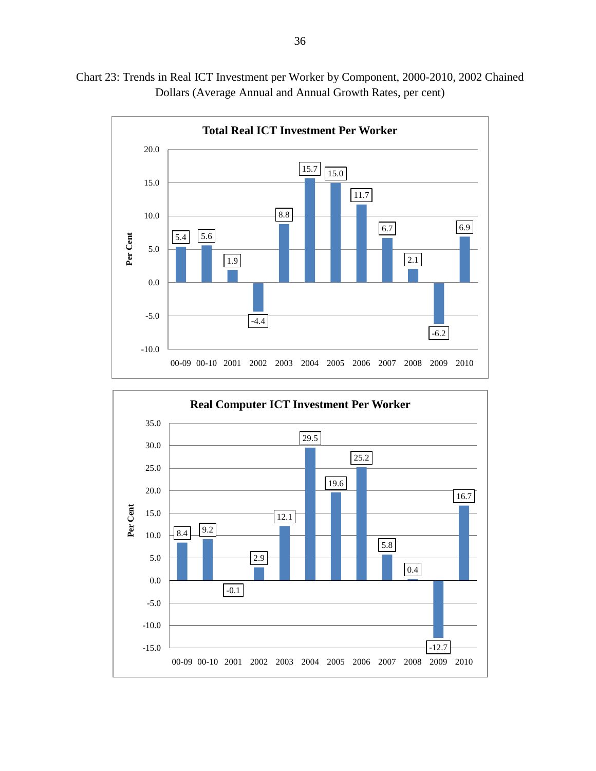Chart 23: Trends in Real ICT Investment per Worker by Component, 2000-2010, 2002 Chained Dollars (Average Annual and Annual Growth Rates, per cent)

**Total Real ICT Investment Per Worker**

| Period | Per Cent |
|---|---|
| 00-09 | 5.4 |
| 00-10 | 5.6 |
| 2001 | 1.9 |
| 2002 | -4.4 |
| 2003 | 8.8 |
| 2004 | 15.7 |
| 2005 | 15.0 |
| 2006 | 11.7 |
| 2007 | 6.7 |
| 2008 | 2.1 |
| 2009 | -6.2 |
| 2010 | 6.9 |

**Real Computer ICT Investment Per Worker**

| Period | Per Cent |
|---|---|
| 00-09 | 8.4 |
| 00-10 | 9.2 |
| 2001 | -0.1 |
| 2002 | 2.9 |
| 2003 | 12.1 |
| 2004 | 29.5 |
| 2005 | 19.6 |
| 2006 | 25.2 |
| 2007 | 5.8 |
| 2008 | 0.4 |
| 2009 | -12.7 |
| 2010 | 16.7 |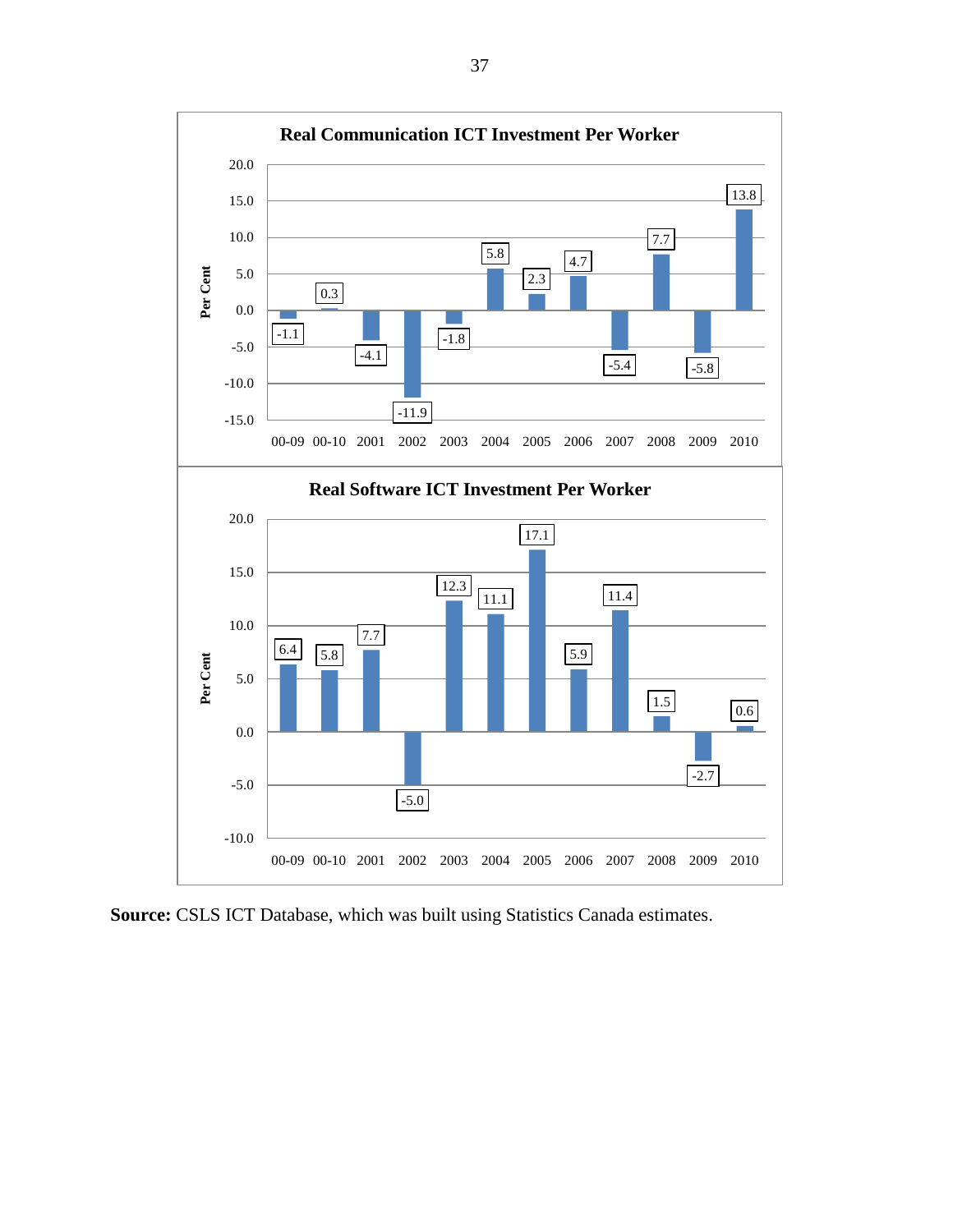**Real Communication ICT Investment Per Worker**

| Period | Per Cent |
|---|---|
| 00-09 | -1.1 |
| 00-10 | 0.3 |
| 2001 | -4.1 |
| 2002 | -11.9 |
| 2003 | -1.8 |
| 2004 | 5.8 |
| 2005 | 2.3 |
| 2006 | 4.7 |
| 2007 | -5.4 |
| 2008 | 7.7 |
| 2009 | -5.8 |
| 2010 | 13.8 |

**Real Software ICT Investment Per Worker**

| Period | Per Cent |
|---|---|
| 00-09 | 6.4 |
| 00-10 | 5.8 |
| 2001 | 7.7 |
| 2002 | -5.0 |
| 2003 | 12.3 |
| 2004 | 11.1 |
| 2005 | 17.1 |
| 2006 | 5.9 |
| 2007 | 11.4 |
| 2008 | 1.5 |
| 2009 | -2.7 |
| 2010 | 0.6 |

**Source:** CSLS ICT Database, which was built using Statistics Canada estimates.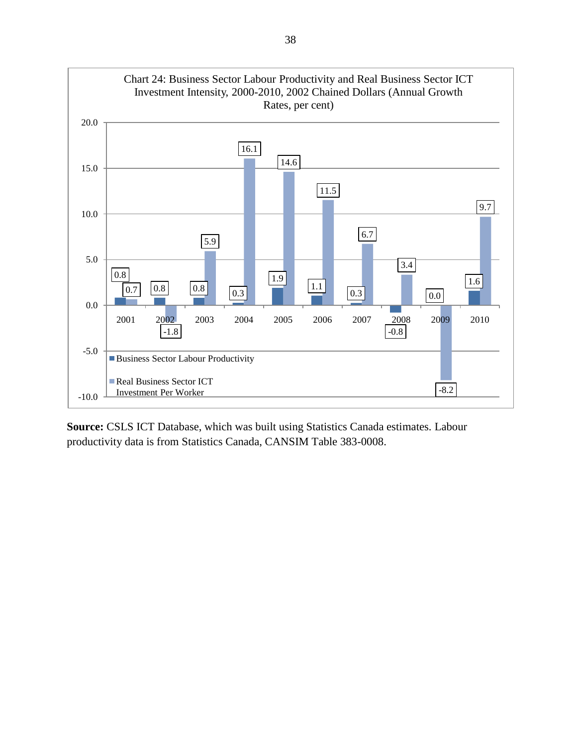Chart 24: Business Sector Labour Productivity and Real Business Sector ICT Investment Intensity, 2000-2010, 2002 Chained Dollars (Annual Growth Rates, per cent)

20.0
15.0
10.0
5.0
0.0
-5.0
-10.0

2001 2002 2003 2004 2005 2006 2007 2008 2009 2010

0.8 0.7 0.8 -1.8 0.8 5.9 0.3 16.1 1.9 14.6 1.1 11.5 0.3 6.7 -0.8 3.4 0.0 -8.2 1.6 9.7

Business Sector Labour Productivity

Real Business Sector ICT Investment Per Worker

**Source:** CSLS ICT Database, which was built using Statistics Canada estimates. Labour productivity data is from Statistics Canada, CANSIM Table 383-0008.